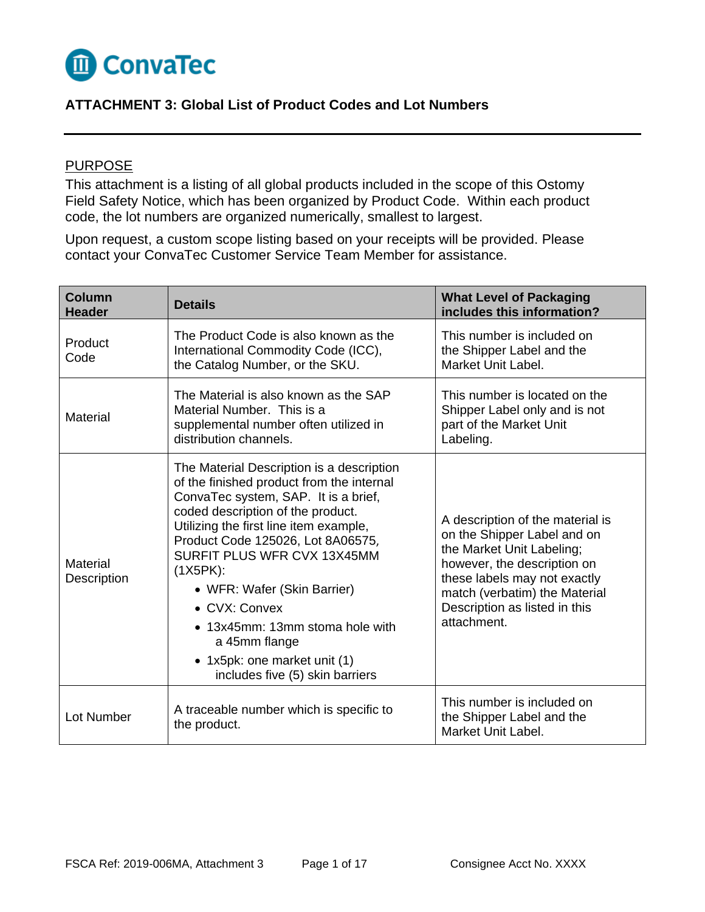ConvaTec

## ATTACHMENT 3: Global List of Product Codes and Lot Numbers

---

<u>PURPOSE</u>

This attachment is a listing of all global products included in the scope of this Ostomy Field Safety Notice, which has been organized by Product Code. Within each product code, the lot numbers are organized numerically, smallest to largest.

Upon request, a custom scope listing based on your receipts will be provided. Please contact your ConvaTec Customer Service Team Member for assistance.

| Column Header | Details | What Level of Packaging includes this information? |
|---|---|---|
| Product Code | The Product Code is also known as the International Commodity Code (ICC), the Catalog Number, or the SKU. | This number is included on the Shipper Label and the Market Unit Label. |
| Material | The Material is also known as the SAP Material Number. This is a supplemental number often utilized in distribution channels. | This number is located on the Shipper Label only and is not part of the Market Unit Labeling. |
| Material Description | The Material Description is a description of the finished product from the internal ConvaTec system, SAP. It is a brief, coded description of the product. Utilizing the first line item example, Product Code 125026, Lot 8A06575, SURFIT PLUS WFR CVX 13X45MM (1X5PK):<br>• WFR: Wafer (Skin Barrier)<br>• CVX: Convex<br>• 13x45mm: 13mm stoma hole with a 45mm flange<br>• 1x5pk: one market unit (1) includes five (5) skin barriers | A description of the material is on the Shipper Label and on the Market Unit Labeling; however, the description on these labels may not exactly match (verbatim) the Material Description as listed in this attachment. |
| Lot Number | A traceable number which is specific to the product. | This number is included on the Shipper Label and the Market Unit Label. |

FSCA Ref: 2019-006MA, Attachment 3 Consignee Acct No. XXXX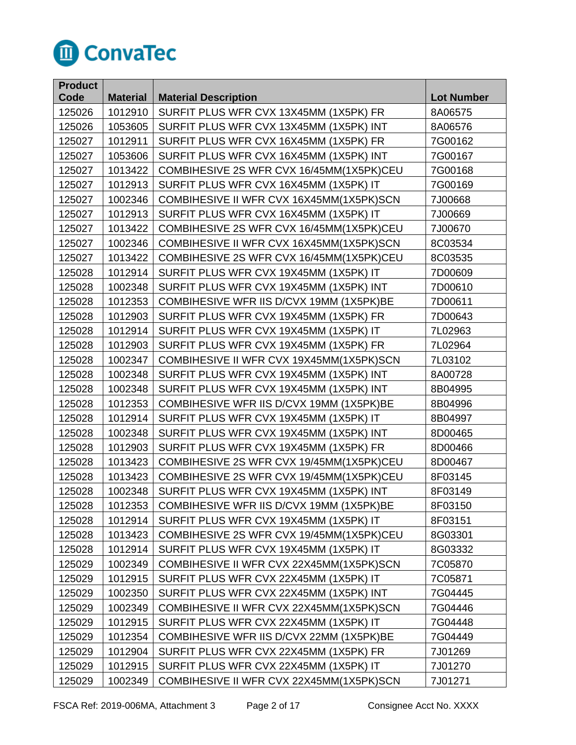| Product Code | Material | Material Description | Lot Number |
|---|---|---|---|
| 125026 | 1012910 | SURFIT PLUS WFR CVX 13X45MM (1X5PK) FR | 8A06575 |
| 125026 | 1053605 | SURFIT PLUS WFR CVX 13X45MM (1X5PK) INT | 8A06576 |
| 125027 | 1012911 | SURFIT PLUS WFR CVX 16X45MM (1X5PK) FR | 7G00162 |
| 125027 | 1053606 | SURFIT PLUS WFR CVX 16X45MM (1X5PK) INT | 7G00167 |
| 125027 | 1013422 | COMBIHESIVE 2S WFR CVX 16/45MM(1X5PK)CEU | 7G00168 |
| 125027 | 1012913 | SURFIT PLUS WFR CVX 16X45MM (1X5PK) IT | 7G00169 |
| 125027 | 1002346 | COMBIHESIVE II WFR CVX 16X45MM(1X5PK)SCN | 7J00668 |
| 125027 | 1012913 | SURFIT PLUS WFR CVX 16X45MM (1X5PK) IT | 7J00669 |
| 125027 | 1013422 | COMBIHESIVE 2S WFR CVX 16/45MM(1X5PK)CEU | 7J00670 |
| 125027 | 1002346 | COMBIHESIVE II WFR CVX 16X45MM(1X5PK)SCN | 8C03534 |
| 125027 | 1013422 | COMBIHESIVE 2S WFR CVX 16/45MM(1X5PK)CEU | 8C03535 |
| 125028 | 1012914 | SURFIT PLUS WFR CVX 19X45MM (1X5PK) IT | 7D00609 |
| 125028 | 1002348 | SURFIT PLUS WFR CVX 19X45MM (1X5PK) INT | 7D00610 |
| 125028 | 1012353 | COMBIHESIVE WFR IIS D/CVX 19MM (1X5PK)BE | 7D00611 |
| 125028 | 1012903 | SURFIT PLUS WFR CVX 19X45MM (1X5PK) FR | 7D00643 |
| 125028 | 1012914 | SURFIT PLUS WFR CVX 19X45MM (1X5PK) IT | 7L02963 |
| 125028 | 1012903 | SURFIT PLUS WFR CVX 19X45MM (1X5PK) FR | 7L02964 |
| 125028 | 1002347 | COMBIHESIVE II WFR CVX 19X45MM(1X5PK)SCN | 7L03102 |
| 125028 | 1002348 | SURFIT PLUS WFR CVX 19X45MM (1X5PK) INT | 8A00728 |
| 125028 | 1002348 | SURFIT PLUS WFR CVX 19X45MM (1X5PK) INT | 8B04995 |
| 125028 | 1012353 | COMBIHESIVE WFR IIS D/CVX 19MM (1X5PK)BE | 8B04996 |
| 125028 | 1012914 | SURFIT PLUS WFR CVX 19X45MM (1X5PK) IT | 8B04997 |
| 125028 | 1002348 | SURFIT PLUS WFR CVX 19X45MM (1X5PK) INT | 8D00465 |
| 125028 | 1012903 | SURFIT PLUS WFR CVX 19X45MM (1X5PK) FR | 8D00466 |
| 125028 | 1013423 | COMBIHESIVE 2S WFR CVX 19/45MM(1X5PK)CEU | 8D00467 |
| 125028 | 1013423 | COMBIHESIVE 2S WFR CVX 19/45MM(1X5PK)CEU | 8F03145 |
| 125028 | 1002348 | SURFIT PLUS WFR CVX 19X45MM (1X5PK) INT | 8F03149 |
| 125028 | 1012353 | COMBIHESIVE WFR IIS D/CVX 19MM (1X5PK)BE | 8F03150 |
| 125028 | 1012914 | SURFIT PLUS WFR CVX 19X45MM (1X5PK) IT | 8F03151 |
| 125028 | 1013423 | COMBIHESIVE 2S WFR CVX 19/45MM(1X5PK)CEU | 8G03301 |
| 125028 | 1012914 | SURFIT PLUS WFR CVX 19X45MM (1X5PK) IT | 8G03332 |
| 125029 | 1002349 | COMBIHESIVE II WFR CVX 22X45MM(1X5PK)SCN | 7C05870 |
| 125029 | 1012915 | SURFIT PLUS WFR CVX 22X45MM (1X5PK) IT | 7C05871 |
| 125029 | 1002350 | SURFIT PLUS WFR CVX 22X45MM (1X5PK) INT | 7G04445 |
| 125029 | 1002349 | COMBIHESIVE II WFR CVX 22X45MM(1X5PK)SCN | 7G04446 |
| 125029 | 1012915 | SURFIT PLUS WFR CVX 22X45MM (1X5PK) IT | 7G04448 |
| 125029 | 1012354 | COMBIHESIVE WFR IIS D/CVX 22MM (1X5PK)BE | 7G04449 |
| 125029 | 1012904 | SURFIT PLUS WFR CVX 22X45MM (1X5PK) FR | 7J01269 |
| 125029 | 1012915 | SURFIT PLUS WFR CVX 22X45MM (1X5PK) IT | 7J01270 |
| 125029 | 1002349 | COMBIHESIVE II WFR CVX 22X45MM(1X5PK)SCN | 7J01271 |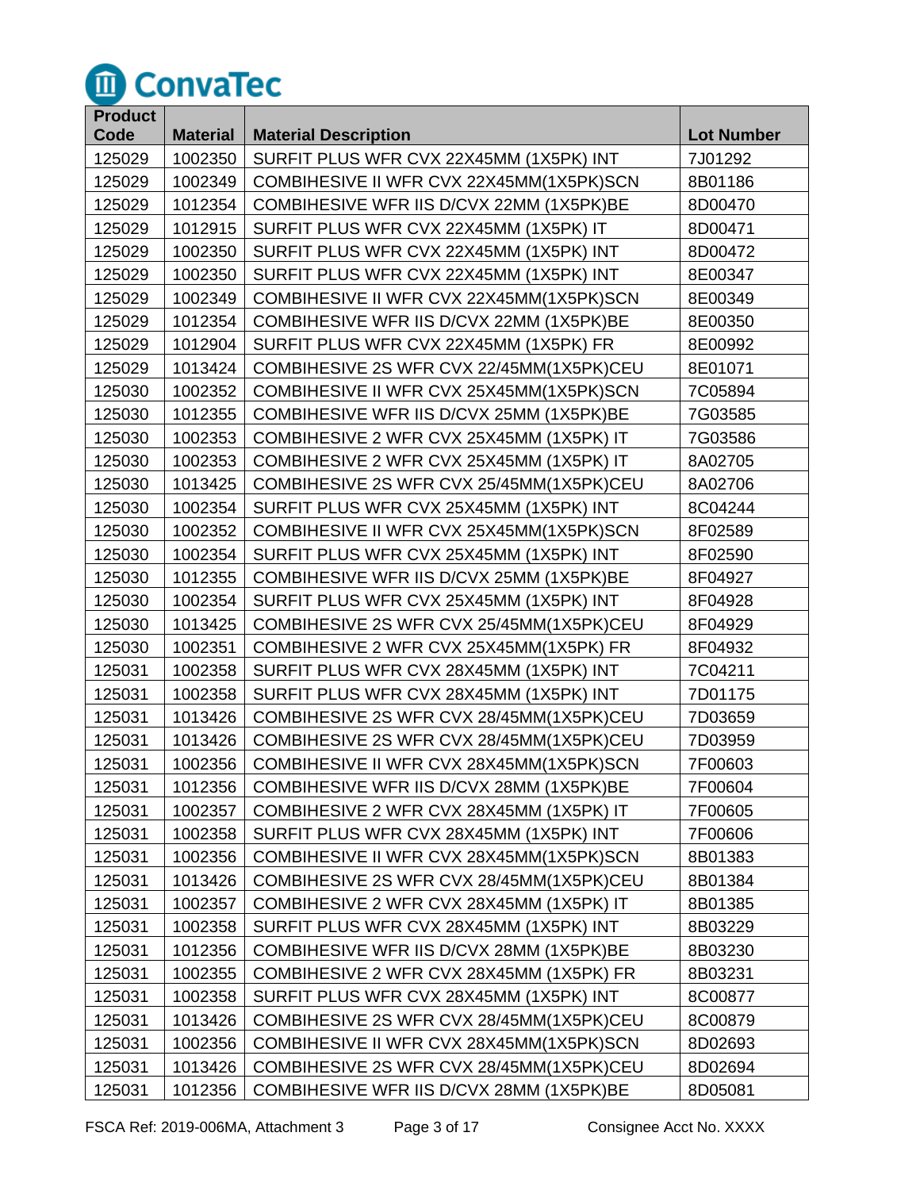| Product Code | Material | Material Description | Lot Number |
|---|---|---|---|
| 125029 | 1002350 | SURFIT PLUS WFR CVX 22X45MM (1X5PK) INT | 7J01292 |
| 125029 | 1002349 | COMBIHESIVE II WFR CVX 22X45MM(1X5PK)SCN | 8B01186 |
| 125029 | 1012354 | COMBIHESIVE WFR IIS D/CVX 22MM (1X5PK)BE | 8D00470 |
| 125029 | 1012915 | SURFIT PLUS WFR CVX 22X45MM (1X5PK) IT | 8D00471 |
| 125029 | 1002350 | SURFIT PLUS WFR CVX 22X45MM (1X5PK) INT | 8D00472 |
| 125029 | 1002350 | SURFIT PLUS WFR CVX 22X45MM (1X5PK) INT | 8E00347 |
| 125029 | 1002349 | COMBIHESIVE II WFR CVX 22X45MM(1X5PK)SCN | 8E00349 |
| 125029 | 1012354 | COMBIHESIVE WFR IIS D/CVX 22MM (1X5PK)BE | 8E00350 |
| 125029 | 1012904 | SURFIT PLUS WFR CVX 22X45MM (1X5PK) FR | 8E00992 |
| 125029 | 1013424 | COMBIHESIVE 2S WFR CVX 22/45MM(1X5PK)CEU | 8E01071 |
| 125030 | 1002352 | COMBIHESIVE II WFR CVX 25X45MM(1X5PK)SCN | 7C05894 |
| 125030 | 1012355 | COMBIHESIVE WFR IIS D/CVX 25MM (1X5PK)BE | 7G03585 |
| 125030 | 1002353 | COMBIHESIVE 2 WFR CVX 25X45MM (1X5PK) IT | 7G03586 |
| 125030 | 1002353 | COMBIHESIVE 2 WFR CVX 25X45MM (1X5PK) IT | 8A02705 |
| 125030 | 1013425 | COMBIHESIVE 2S WFR CVX 25/45MM(1X5PK)CEU | 8A02706 |
| 125030 | 1002354 | SURFIT PLUS WFR CVX 25X45MM (1X5PK) INT | 8C04244 |
| 125030 | 1002352 | COMBIHESIVE II WFR CVX 25X45MM(1X5PK)SCN | 8F02589 |
| 125030 | 1002354 | SURFIT PLUS WFR CVX 25X45MM (1X5PK) INT | 8F02590 |
| 125030 | 1012355 | COMBIHESIVE WFR IIS D/CVX 25MM (1X5PK)BE | 8F04927 |
| 125030 | 1002354 | SURFIT PLUS WFR CVX 25X45MM (1X5PK) INT | 8F04928 |
| 125030 | 1013425 | COMBIHESIVE 2S WFR CVX 25/45MM(1X5PK)CEU | 8F04929 |
| 125030 | 1002351 | COMBIHESIVE 2 WFR CVX 25X45MM(1X5PK) FR | 8F04932 |
| 125031 | 1002358 | SURFIT PLUS WFR CVX 28X45MM (1X5PK) INT | 7C04211 |
| 125031 | 1002358 | SURFIT PLUS WFR CVX 28X45MM (1X5PK) INT | 7D01175 |
| 125031 | 1013426 | COMBIHESIVE 2S WFR CVX 28/45MM(1X5PK)CEU | 7D03659 |
| 125031 | 1013426 | COMBIHESIVE 2S WFR CVX 28/45MM(1X5PK)CEU | 7D03959 |
| 125031 | 1002356 | COMBIHESIVE II WFR CVX 28X45MM(1X5PK)SCN | 7F00603 |
| 125031 | 1012356 | COMBIHESIVE WFR IIS D/CVX 28MM (1X5PK)BE | 7F00604 |
| 125031 | 1002357 | COMBIHESIVE 2 WFR CVX 28X45MM (1X5PK) IT | 7F00605 |
| 125031 | 1002358 | SURFIT PLUS WFR CVX 28X45MM (1X5PK) INT | 7F00606 |
| 125031 | 1002356 | COMBIHESIVE II WFR CVX 28X45MM(1X5PK)SCN | 8B01383 |
| 125031 | 1013426 | COMBIHESIVE 2S WFR CVX 28/45MM(1X5PK)CEU | 8B01384 |
| 125031 | 1002357 | COMBIHESIVE 2 WFR CVX 28X45MM (1X5PK) IT | 8B01385 |
| 125031 | 1002358 | SURFIT PLUS WFR CVX 28X45MM (1X5PK) INT | 8B03229 |
| 125031 | 1012356 | COMBIHESIVE WFR IIS D/CVX 28MM (1X5PK)BE | 8B03230 |
| 125031 | 1002355 | COMBIHESIVE 2 WFR CVX 28X45MM (1X5PK) FR | 8B03231 |
| 125031 | 1002358 | SURFIT PLUS WFR CVX 28X45MM (1X5PK) INT | 8C00877 |
| 125031 | 1013426 | COMBIHESIVE 2S WFR CVX 28/45MM(1X5PK)CEU | 8C00879 |
| 125031 | 1002356 | COMBIHESIVE II WFR CVX 28X45MM(1X5PK)SCN | 8D02693 |
| 125031 | 1013426 | COMBIHESIVE 2S WFR CVX 28/45MM(1X5PK)CEU | 8D02694 |
| 125031 | 1012356 | COMBIHESIVE WFR IIS D/CVX 28MM (1X5PK)BE | 8D05081 |

FSCA Ref: 2019-006MA, Attachment 3 Consignee Acct No. XXXX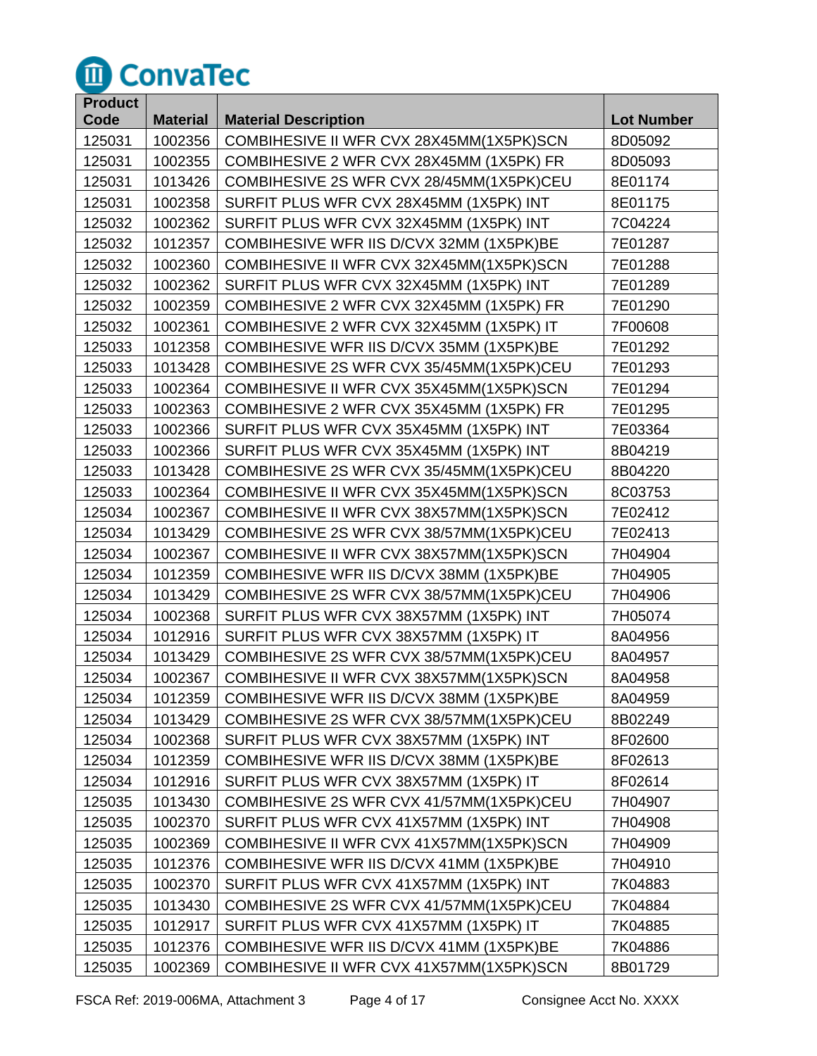ConvaTec

| Product Code | Material | Material Description | Lot Number |
|---|---|---|---|
| 125031 | 1002356 | COMBIHESIVE II WFR CVX 28X45MM(1X5PK)SCN | 8D05092 |
| 125031 | 1002355 | COMBIHESIVE 2 WFR CVX 28X45MM (1X5PK) FR | 8D05093 |
| 125031 | 1013426 | COMBIHESIVE 2S WFR CVX 28/45MM(1X5PK)CEU | 8E01174 |
| 125031 | 1002358 | SURFIT PLUS WFR CVX 28X45MM (1X5PK) INT | 8E01175 |
| 125032 | 1002362 | SURFIT PLUS WFR CVX 32X45MM (1X5PK) INT | 7C04224 |
| 125032 | 1012357 | COMBIHESIVE WFR IIS D/CVX 32MM (1X5PK)BE | 7E01287 |
| 125032 | 1002360 | COMBIHESIVE II WFR CVX 32X45MM(1X5PK)SCN | 7E01288 |
| 125032 | 1002362 | SURFIT PLUS WFR CVX 32X45MM (1X5PK) INT | 7E01289 |
| 125032 | 1002359 | COMBIHESIVE 2 WFR CVX 32X45MM (1X5PK) FR | 7E01290 |
| 125032 | 1002361 | COMBIHESIVE 2 WFR CVX 32X45MM (1X5PK) IT | 7F00608 |
| 125033 | 1012358 | COMBIHESIVE WFR IIS D/CVX 35MM (1X5PK)BE | 7E01292 |
| 125033 | 1013428 | COMBIHESIVE 2S WFR CVX 35/45MM(1X5PK)CEU | 7E01293 |
| 125033 | 1002364 | COMBIHESIVE II WFR CVX 35X45MM(1X5PK)SCN | 7E01294 |
| 125033 | 1002363 | COMBIHESIVE 2 WFR CVX 35X45MM (1X5PK) FR | 7E01295 |
| 125033 | 1002366 | SURFIT PLUS WFR CVX 35X45MM (1X5PK) INT | 7E03364 |
| 125033 | 1002366 | SURFIT PLUS WFR CVX 35X45MM (1X5PK) INT | 8B04219 |
| 125033 | 1013428 | COMBIHESIVE 2S WFR CVX 35/45MM(1X5PK)CEU | 8B04220 |
| 125033 | 1002364 | COMBIHESIVE II WFR CVX 35X45MM(1X5PK)SCN | 8C03753 |
| 125034 | 1002367 | COMBIHESIVE II WFR CVX 38X57MM(1X5PK)SCN | 7E02412 |
| 125034 | 1013429 | COMBIHESIVE 2S WFR CVX 38/57MM(1X5PK)CEU | 7E02413 |
| 125034 | 1002367 | COMBIHESIVE II WFR CVX 38X57MM(1X5PK)SCN | 7H04904 |
| 125034 | 1012359 | COMBIHESIVE WFR IIS D/CVX 38MM (1X5PK)BE | 7H04905 |
| 125034 | 1013429 | COMBIHESIVE 2S WFR CVX 38/57MM(1X5PK)CEU | 7H04906 |
| 125034 | 1002368 | SURFIT PLUS WFR CVX 38X57MM (1X5PK) INT | 7H05074 |
| 125034 | 1012916 | SURFIT PLUS WFR CVX 38X57MM (1X5PK) IT | 8A04956 |
| 125034 | 1013429 | COMBIHESIVE 2S WFR CVX 38/57MM(1X5PK)CEU | 8A04957 |
| 125034 | 1002367 | COMBIHESIVE II WFR CVX 38X57MM(1X5PK)SCN | 8A04958 |
| 125034 | 1012359 | COMBIHESIVE WFR IIS D/CVX 38MM (1X5PK)BE | 8A04959 |
| 125034 | 1013429 | COMBIHESIVE 2S WFR CVX 38/57MM(1X5PK)CEU | 8B02249 |
| 125034 | 1002368 | SURFIT PLUS WFR CVX 38X57MM (1X5PK) INT | 8F02600 |
| 125034 | 1012359 | COMBIHESIVE WFR IIS D/CVX 38MM (1X5PK)BE | 8F02613 |
| 125034 | 1012916 | SURFIT PLUS WFR CVX 38X57MM (1X5PK) IT | 8F02614 |
| 125035 | 1013430 | COMBIHESIVE 2S WFR CVX 41/57MM(1X5PK)CEU | 7H04907 |
| 125035 | 1002370 | SURFIT PLUS WFR CVX 41X57MM (1X5PK) INT | 7H04908 |
| 125035 | 1002369 | COMBIHESIVE II WFR CVX 41X57MM(1X5PK)SCN | 7H04909 |
| 125035 | 1012376 | COMBIHESIVE WFR IIS D/CVX 41MM (1X5PK)BE | 7H04910 |
| 125035 | 1002370 | SURFIT PLUS WFR CVX 41X57MM (1X5PK) INT | 7K04883 |
| 125035 | 1013430 | COMBIHESIVE 2S WFR CVX 41/57MM(1X5PK)CEU | 7K04884 |
| 125035 | 1012917 | SURFIT PLUS WFR CVX 41X57MM (1X5PK) IT | 7K04885 |
| 125035 | 1012376 | COMBIHESIVE WFR IIS D/CVX 41MM (1X5PK)BE | 7K04886 |
| 125035 | 1002369 | COMBIHESIVE II WFR CVX 41X57MM(1X5PK)SCN | 8B01729 |

FSCA Ref: 2019-006MA, Attachment 3 Consignee Acct No. XXXX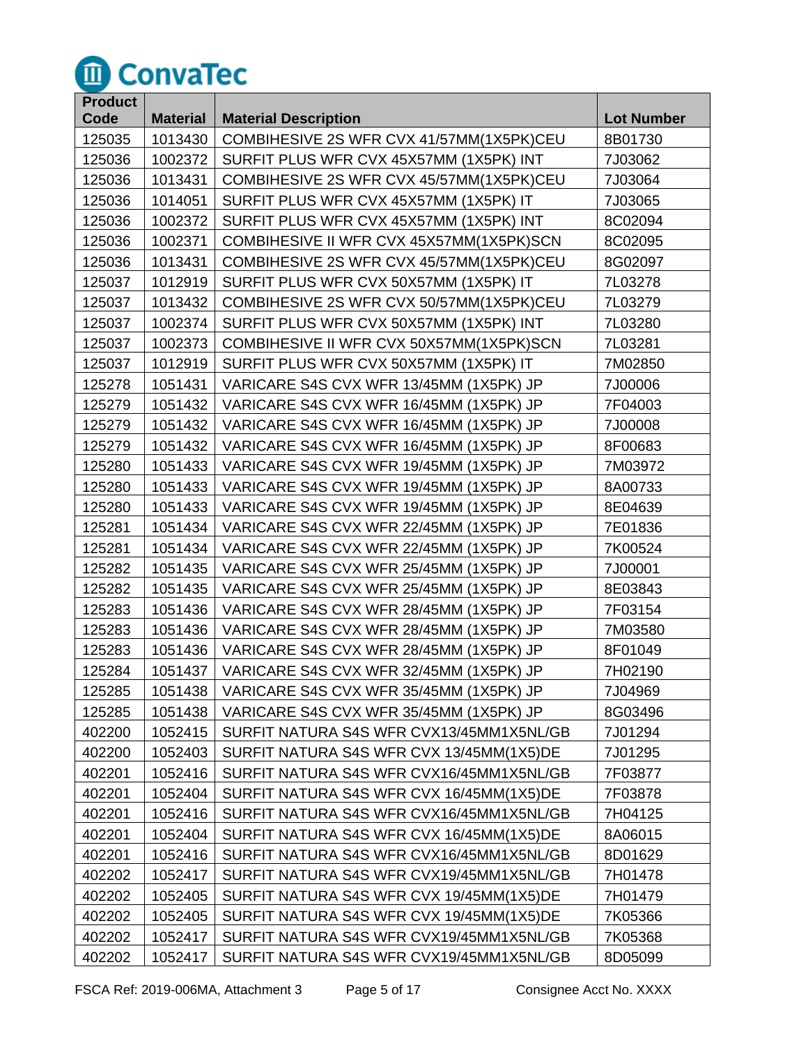ConvaTec

| Product Code | Material | Material Description | Lot Number |
|---|---|---|---|
| 125035 | 1013430 | COMBIHESIVE 2S WFR CVX 41/57MM(1X5PK)CEU | 8B01730 |
| 125036 | 1002372 | SURFIT PLUS WFR CVX 45X57MM (1X5PK) INT | 7J03062 |
| 125036 | 1013431 | COMBIHESIVE 2S WFR CVX 45/57MM(1X5PK)CEU | 7J03064 |
| 125036 | 1014051 | SURFIT PLUS WFR CVX 45X57MM (1X5PK) IT | 7J03065 |
| 125036 | 1002372 | SURFIT PLUS WFR CVX 45X57MM (1X5PK) INT | 8C02094 |
| 125036 | 1002371 | COMBIHESIVE II WFR CVX 45X57MM(1X5PK)SCN | 8C02095 |
| 125036 | 1013431 | COMBIHESIVE 2S WFR CVX 45/57MM(1X5PK)CEU | 8G02097 |
| 125037 | 1012919 | SURFIT PLUS WFR CVX 50X57MM (1X5PK) IT | 7L03278 |
| 125037 | 1013432 | COMBIHESIVE 2S WFR CVX 50/57MM(1X5PK)CEU | 7L03279 |
| 125037 | 1002374 | SURFIT PLUS WFR CVX 50X57MM (1X5PK) INT | 7L03280 |
| 125037 | 1002373 | COMBIHESIVE II WFR CVX 50X57MM(1X5PK)SCN | 7L03281 |
| 125037 | 1012919 | SURFIT PLUS WFR CVX 50X57MM (1X5PK) IT | 7M02850 |
| 125278 | 1051431 | VARICARE S4S CVX WFR 13/45MM (1X5PK) JP | 7J00006 |
| 125279 | 1051432 | VARICARE S4S CVX WFR 16/45MM (1X5PK) JP | 7F04003 |
| 125279 | 1051432 | VARICARE S4S CVX WFR 16/45MM (1X5PK) JP | 7J00008 |
| 125279 | 1051432 | VARICARE S4S CVX WFR 16/45MM (1X5PK) JP | 8F00683 |
| 125280 | 1051433 | VARICARE S4S CVX WFR 19/45MM (1X5PK) JP | 7M03972 |
| 125280 | 1051433 | VARICARE S4S CVX WFR 19/45MM (1X5PK) JP | 8A00733 |
| 125280 | 1051433 | VARICARE S4S CVX WFR 19/45MM (1X5PK) JP | 8E04639 |
| 125281 | 1051434 | VARICARE S4S CVX WFR 22/45MM (1X5PK) JP | 7E01836 |
| 125281 | 1051434 | VARICARE S4S CVX WFR 22/45MM (1X5PK) JP | 7K00524 |
| 125282 | 1051435 | VARICARE S4S CVX WFR 25/45MM (1X5PK) JP | 7J00001 |
| 125282 | 1051435 | VARICARE S4S CVX WFR 25/45MM (1X5PK) JP | 8E03843 |
| 125283 | 1051436 | VARICARE S4S CVX WFR 28/45MM (1X5PK) JP | 7F03154 |
| 125283 | 1051436 | VARICARE S4S CVX WFR 28/45MM (1X5PK) JP | 7M03580 |
| 125283 | 1051436 | VARICARE S4S CVX WFR 28/45MM (1X5PK) JP | 8F01049 |
| 125284 | 1051437 | VARICARE S4S CVX WFR 32/45MM (1X5PK) JP | 7H02190 |
| 125285 | 1051438 | VARICARE S4S CVX WFR 35/45MM (1X5PK) JP | 7J04969 |
| 125285 | 1051438 | VARICARE S4S CVX WFR 35/45MM (1X5PK) JP | 8G03496 |
| 402200 | 1052415 | SURFIT NATURA S4S WFR CVX13/45MM1X5NL/GB | 7J01294 |
| 402200 | 1052403 | SURFIT NATURA S4S WFR CVX 13/45MM(1X5)DE | 7J01295 |
| 402201 | 1052416 | SURFIT NATURA S4S WFR CVX16/45MM1X5NL/GB | 7F03877 |
| 402201 | 1052404 | SURFIT NATURA S4S WFR CVX 16/45MM(1X5)DE | 7F03878 |
| 402201 | 1052416 | SURFIT NATURA S4S WFR CVX16/45MM1X5NL/GB | 7H04125 |
| 402201 | 1052404 | SURFIT NATURA S4S WFR CVX 16/45MM(1X5)DE | 8A06015 |
| 402201 | 1052416 | SURFIT NATURA S4S WFR CVX16/45MM1X5NL/GB | 8D01629 |
| 402202 | 1052417 | SURFIT NATURA S4S WFR CVX19/45MM1X5NL/GB | 7H01478 |
| 402202 | 1052405 | SURFIT NATURA S4S WFR CVX 19/45MM(1X5)DE | 7H01479 |
| 402202 | 1052405 | SURFIT NATURA S4S WFR CVX 19/45MM(1X5)DE | 7K05366 |
| 402202 | 1052417 | SURFIT NATURA S4S WFR CVX19/45MM1X5NL/GB | 7K05368 |
| 402202 | 1052417 | SURFIT NATURA S4S WFR CVX19/45MM1X5NL/GB | 8D05099 |

FSCA Ref: 2019-006MA, Attachment 3 Consignee Acct No. XXXX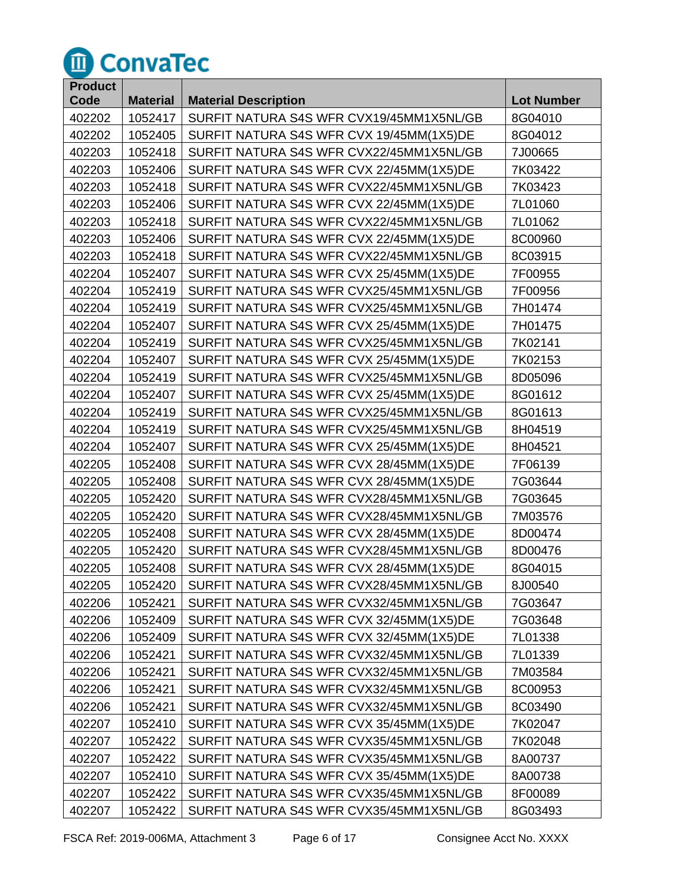ConvaTec

| Product Code | Material | Material Description | Lot Number |
|---|---|---|---|
| 402202 | 1052417 | SURFIT NATURA S4S WFR CVX19/45MM1X5NL/GB | 8G04010 |
| 402202 | 1052405 | SURFIT NATURA S4S WFR CVX 19/45MM(1X5)DE | 8G04012 |
| 402203 | 1052418 | SURFIT NATURA S4S WFR CVX22/45MM1X5NL/GB | 7J00665 |
| 402203 | 1052406 | SURFIT NATURA S4S WFR CVX 22/45MM(1X5)DE | 7K03422 |
| 402203 | 1052418 | SURFIT NATURA S4S WFR CVX22/45MM1X5NL/GB | 7K03423 |
| 402203 | 1052406 | SURFIT NATURA S4S WFR CVX 22/45MM(1X5)DE | 7L01060 |
| 402203 | 1052418 | SURFIT NATURA S4S WFR CVX22/45MM1X5NL/GB | 7L01062 |
| 402203 | 1052406 | SURFIT NATURA S4S WFR CVX 22/45MM(1X5)DE | 8C00960 |
| 402203 | 1052418 | SURFIT NATURA S4S WFR CVX22/45MM1X5NL/GB | 8C03915 |
| 402204 | 1052407 | SURFIT NATURA S4S WFR CVX 25/45MM(1X5)DE | 7F00955 |
| 402204 | 1052419 | SURFIT NATURA S4S WFR CVX25/45MM1X5NL/GB | 7F00956 |
| 402204 | 1052419 | SURFIT NATURA S4S WFR CVX25/45MM1X5NL/GB | 7H01474 |
| 402204 | 1052407 | SURFIT NATURA S4S WFR CVX 25/45MM(1X5)DE | 7H01475 |
| 402204 | 1052419 | SURFIT NATURA S4S WFR CVX25/45MM1X5NL/GB | 7K02141 |
| 402204 | 1052407 | SURFIT NATURA S4S WFR CVX 25/45MM(1X5)DE | 7K02153 |
| 402204 | 1052419 | SURFIT NATURA S4S WFR CVX25/45MM1X5NL/GB | 8D05096 |
| 402204 | 1052407 | SURFIT NATURA S4S WFR CVX 25/45MM(1X5)DE | 8G01612 |
| 402204 | 1052419 | SURFIT NATURA S4S WFR CVX25/45MM1X5NL/GB | 8G01613 |
| 402204 | 1052419 | SURFIT NATURA S4S WFR CVX25/45MM1X5NL/GB | 8H04519 |
| 402204 | 1052407 | SURFIT NATURA S4S WFR CVX 25/45MM(1X5)DE | 8H04521 |
| 402205 | 1052408 | SURFIT NATURA S4S WFR CVX 28/45MM(1X5)DE | 7F06139 |
| 402205 | 1052408 | SURFIT NATURA S4S WFR CVX 28/45MM(1X5)DE | 7G03644 |
| 402205 | 1052420 | SURFIT NATURA S4S WFR CVX28/45MM1X5NL/GB | 7G03645 |
| 402205 | 1052420 | SURFIT NATURA S4S WFR CVX28/45MM1X5NL/GB | 7M03576 |
| 402205 | 1052408 | SURFIT NATURA S4S WFR CVX 28/45MM(1X5)DE | 8D00474 |
| 402205 | 1052420 | SURFIT NATURA S4S WFR CVX28/45MM1X5NL/GB | 8D00476 |
| 402205 | 1052408 | SURFIT NATURA S4S WFR CVX 28/45MM(1X5)DE | 8G04015 |
| 402205 | 1052420 | SURFIT NATURA S4S WFR CVX28/45MM1X5NL/GB | 8J00540 |
| 402206 | 1052421 | SURFIT NATURA S4S WFR CVX32/45MM1X5NL/GB | 7G03647 |
| 402206 | 1052409 | SURFIT NATURA S4S WFR CVX 32/45MM(1X5)DE | 7G03648 |
| 402206 | 1052409 | SURFIT NATURA S4S WFR CVX 32/45MM(1X5)DE | 7L01338 |
| 402206 | 1052421 | SURFIT NATURA S4S WFR CVX32/45MM1X5NL/GB | 7L01339 |
| 402206 | 1052421 | SURFIT NATURA S4S WFR CVX32/45MM1X5NL/GB | 7M03584 |
| 402206 | 1052421 | SURFIT NATURA S4S WFR CVX32/45MM1X5NL/GB | 8C00953 |
| 402206 | 1052421 | SURFIT NATURA S4S WFR CVX32/45MM1X5NL/GB | 8C03490 |
| 402207 | 1052410 | SURFIT NATURA S4S WFR CVX 35/45MM(1X5)DE | 7K02047 |
| 402207 | 1052422 | SURFIT NATURA S4S WFR CVX35/45MM1X5NL/GB | 7K02048 |
| 402207 | 1052422 | SURFIT NATURA S4S WFR CVX35/45MM1X5NL/GB | 8A00737 |
| 402207 | 1052410 | SURFIT NATURA S4S WFR CVX 35/45MM(1X5)DE | 8A00738 |
| 402207 | 1052422 | SURFIT NATURA S4S WFR CVX35/45MM1X5NL/GB | 8F00089 |
| 402207 | 1052422 | SURFIT NATURA S4S WFR CVX35/45MM1X5NL/GB | 8G03493 |

FSCA Ref: 2019-006MA, Attachment 3 Consignee Acct No. XXXX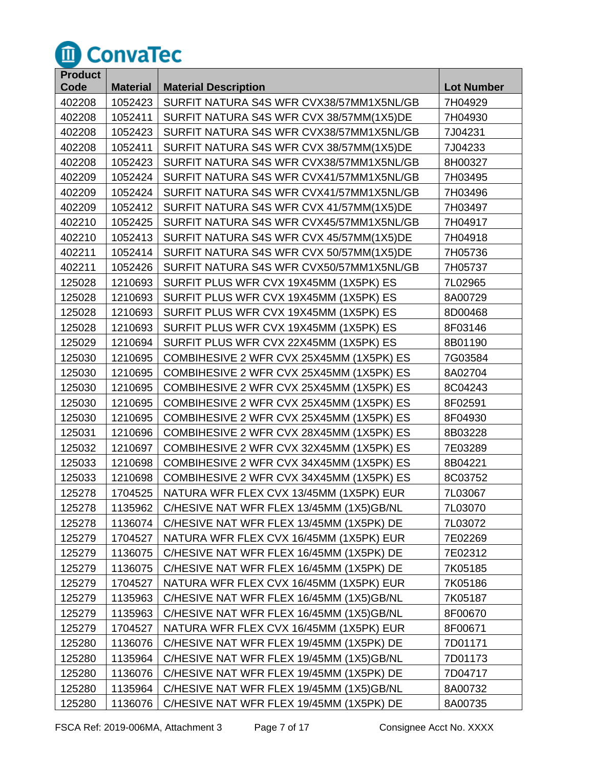# ConvaTec

| Product Code | Material | Material Description | Lot Number |
|---|---|---|---|
| 402208 | 1052423 | SURFIT NATURA S4S WFR CVX38/57MM1X5NL/GB | 7H04929 |
| 402208 | 1052411 | SURFIT NATURA S4S WFR CVX 38/57MM(1X5)DE | 7H04930 |
| 402208 | 1052423 | SURFIT NATURA S4S WFR CVX38/57MM1X5NL/GB | 7J04231 |
| 402208 | 1052411 | SURFIT NATURA S4S WFR CVX 38/57MM(1X5)DE | 7J04233 |
| 402208 | 1052423 | SURFIT NATURA S4S WFR CVX38/57MM1X5NL/GB | 8H00327 |
| 402209 | 1052424 | SURFIT NATURA S4S WFR CVX41/57MM1X5NL/GB | 7H03495 |
| 402209 | 1052424 | SURFIT NATURA S4S WFR CVX41/57MM1X5NL/GB | 7H03496 |
| 402209 | 1052412 | SURFIT NATURA S4S WFR CVX 41/57MM(1X5)DE | 7H03497 |
| 402210 | 1052425 | SURFIT NATURA S4S WFR CVX45/57MM1X5NL/GB | 7H04917 |
| 402210 | 1052413 | SURFIT NATURA S4S WFR CVX 45/57MM(1X5)DE | 7H04918 |
| 402211 | 1052414 | SURFIT NATURA S4S WFR CVX 50/57MM(1X5)DE | 7H05736 |
| 402211 | 1052426 | SURFIT NATURA S4S WFR CVX50/57MM1X5NL/GB | 7H05737 |
| 125028 | 1210693 | SURFIT PLUS WFR CVX 19X45MM (1X5PK) ES | 7L02965 |
| 125028 | 1210693 | SURFIT PLUS WFR CVX 19X45MM (1X5PK) ES | 8A00729 |
| 125028 | 1210693 | SURFIT PLUS WFR CVX 19X45MM (1X5PK) ES | 8D00468 |
| 125028 | 1210693 | SURFIT PLUS WFR CVX 19X45MM (1X5PK) ES | 8F03146 |
| 125029 | 1210694 | SURFIT PLUS WFR CVX 22X45MM (1X5PK) ES | 8B01190 |
| 125030 | 1210695 | COMBIHESIVE 2 WFR CVX 25X45MM (1X5PK) ES | 7G03584 |
| 125030 | 1210695 | COMBIHESIVE 2 WFR CVX 25X45MM (1X5PK) ES | 8A02704 |
| 125030 | 1210695 | COMBIHESIVE 2 WFR CVX 25X45MM (1X5PK) ES | 8C04243 |
| 125030 | 1210695 | COMBIHESIVE 2 WFR CVX 25X45MM (1X5PK) ES | 8F02591 |
| 125030 | 1210695 | COMBIHESIVE 2 WFR CVX 25X45MM (1X5PK) ES | 8F04930 |
| 125031 | 1210696 | COMBIHESIVE 2 WFR CVX 28X45MM (1X5PK) ES | 8B03228 |
| 125032 | 1210697 | COMBIHESIVE 2 WFR CVX 32X45MM (1X5PK) ES | 7E03289 |
| 125033 | 1210698 | COMBIHESIVE 2 WFR CVX 34X45MM (1X5PK) ES | 8B04221 |
| 125033 | 1210698 | COMBIHESIVE 2 WFR CVX 34X45MM (1X5PK) ES | 8C03752 |
| 125278 | 1704525 | NATURA WFR FLEX CVX 13/45MM (1X5PK) EUR | 7L03067 |
| 125278 | 1135962 | C/HESIVE NAT WFR FLEX 13/45MM (1X5)GB/NL | 7L03070 |
| 125278 | 1136074 | C/HESIVE NAT WFR FLEX 13/45MM (1X5PK) DE | 7L03072 |
| 125279 | 1704527 | NATURA WFR FLEX CVX 16/45MM (1X5PK) EUR | 7E02269 |
| 125279 | 1136075 | C/HESIVE NAT WFR FLEX 16/45MM (1X5PK) DE | 7E02312 |
| 125279 | 1136075 | C/HESIVE NAT WFR FLEX 16/45MM (1X5PK) DE | 7K05185 |
| 125279 | 1704527 | NATURA WFR FLEX CVX 16/45MM (1X5PK) EUR | 7K05186 |
| 125279 | 1135963 | C/HESIVE NAT WFR FLEX 16/45MM (1X5)GB/NL | 7K05187 |
| 125279 | 1135963 | C/HESIVE NAT WFR FLEX 16/45MM (1X5)GB/NL | 8F00670 |
| 125279 | 1704527 | NATURA WFR FLEX CVX 16/45MM (1X5PK) EUR | 8F00671 |
| 125280 | 1136076 | C/HESIVE NAT WFR FLEX 19/45MM (1X5PK) DE | 7D01171 |
| 125280 | 1135964 | C/HESIVE NAT WFR FLEX 19/45MM (1X5)GB/NL | 7D01173 |
| 125280 | 1136076 | C/HESIVE NAT WFR FLEX 19/45MM (1X5PK) DE | 7D04717 |
| 125280 | 1135964 | C/HESIVE NAT WFR FLEX 19/45MM (1X5)GB/NL | 8A00732 |
| 125280 | 1136076 | C/HESIVE NAT WFR FLEX 19/45MM (1X5PK) DE | 8A00735 |

FSCA Ref: 2019-006MA, Attachment 3 Consignee Acct No. XXXX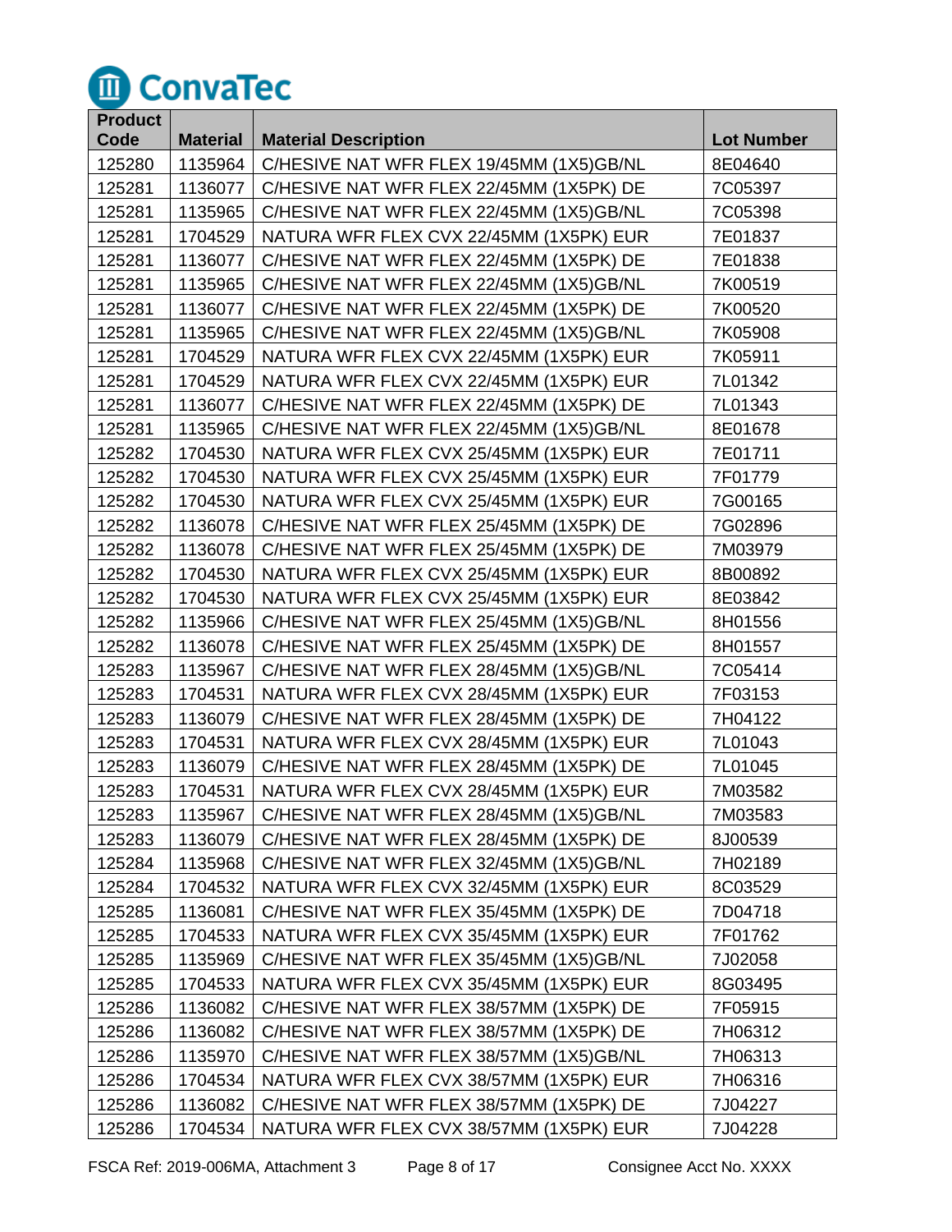**ConvaTec**

| Product Code | Material | Material Description | Lot Number |
|---|---|---|---|
| 125280 | 1135964 | C/HESIVE NAT WFR FLEX 19/45MM (1X5)GB/NL | 8E04640 |
| 125281 | 1136077 | C/HESIVE NAT WFR FLEX 22/45MM (1X5PK) DE | 7C05397 |
| 125281 | 1135965 | C/HESIVE NAT WFR FLEX 22/45MM (1X5)GB/NL | 7C05398 |
| 125281 | 1704529 | NATURA WFR FLEX CVX 22/45MM (1X5PK) EUR | 7E01837 |
| 125281 | 1136077 | C/HESIVE NAT WFR FLEX 22/45MM (1X5PK) DE | 7E01838 |
| 125281 | 1135965 | C/HESIVE NAT WFR FLEX 22/45MM (1X5)GB/NL | 7K00519 |
| 125281 | 1136077 | C/HESIVE NAT WFR FLEX 22/45MM (1X5PK) DE | 7K00520 |
| 125281 | 1135965 | C/HESIVE NAT WFR FLEX 22/45MM (1X5)GB/NL | 7K05908 |
| 125281 | 1704529 | NATURA WFR FLEX CVX 22/45MM (1X5PK) EUR | 7K05911 |
| 125281 | 1704529 | NATURA WFR FLEX CVX 22/45MM (1X5PK) EUR | 7L01342 |
| 125281 | 1136077 | C/HESIVE NAT WFR FLEX 22/45MM (1X5PK) DE | 7L01343 |
| 125281 | 1135965 | C/HESIVE NAT WFR FLEX 22/45MM (1X5)GB/NL | 8E01678 |
| 125282 | 1704530 | NATURA WFR FLEX CVX 25/45MM (1X5PK) EUR | 7E01711 |
| 125282 | 1704530 | NATURA WFR FLEX CVX 25/45MM (1X5PK) EUR | 7F01779 |
| 125282 | 1704530 | NATURA WFR FLEX CVX 25/45MM (1X5PK) EUR | 7G00165 |
| 125282 | 1136078 | C/HESIVE NAT WFR FLEX 25/45MM (1X5PK) DE | 7G02896 |
| 125282 | 1136078 | C/HESIVE NAT WFR FLEX 25/45MM (1X5PK) DE | 7M03979 |
| 125282 | 1704530 | NATURA WFR FLEX CVX 25/45MM (1X5PK) EUR | 8B00892 |
| 125282 | 1704530 | NATURA WFR FLEX CVX 25/45MM (1X5PK) EUR | 8E03842 |
| 125282 | 1135966 | C/HESIVE NAT WFR FLEX 25/45MM (1X5)GB/NL | 8H01556 |
| 125282 | 1136078 | C/HESIVE NAT WFR FLEX 25/45MM (1X5PK) DE | 8H01557 |
| 125283 | 1135967 | C/HESIVE NAT WFR FLEX 28/45MM (1X5)GB/NL | 7C05414 |
| 125283 | 1704531 | NATURA WFR FLEX CVX 28/45MM (1X5PK) EUR | 7F03153 |
| 125283 | 1136079 | C/HESIVE NAT WFR FLEX 28/45MM (1X5PK) DE | 7H04122 |
| 125283 | 1704531 | NATURA WFR FLEX CVX 28/45MM (1X5PK) EUR | 7L01043 |
| 125283 | 1136079 | C/HESIVE NAT WFR FLEX 28/45MM (1X5PK) DE | 7L01045 |
| 125283 | 1704531 | NATURA WFR FLEX CVX 28/45MM (1X5PK) EUR | 7M03582 |
| 125283 | 1135967 | C/HESIVE NAT WFR FLEX 28/45MM (1X5)GB/NL | 7M03583 |
| 125283 | 1136079 | C/HESIVE NAT WFR FLEX 28/45MM (1X5PK) DE | 8J00539 |
| 125284 | 1135968 | C/HESIVE NAT WFR FLEX 32/45MM (1X5)GB/NL | 7H02189 |
| 125284 | 1704532 | NATURA WFR FLEX CVX 32/45MM (1X5PK) EUR | 8C03529 |
| 125285 | 1136081 | C/HESIVE NAT WFR FLEX 35/45MM (1X5PK) DE | 7D04718 |
| 125285 | 1704533 | NATURA WFR FLEX CVX 35/45MM (1X5PK) EUR | 7F01762 |
| 125285 | 1135969 | C/HESIVE NAT WFR FLEX 35/45MM (1X5)GB/NL | 7J02058 |
| 125285 | 1704533 | NATURA WFR FLEX CVX 35/45MM (1X5PK) EUR | 8G03495 |
| 125286 | 1136082 | C/HESIVE NAT WFR FLEX 38/57MM (1X5PK) DE | 7F05915 |
| 125286 | 1136082 | C/HESIVE NAT WFR FLEX 38/57MM (1X5PK) DE | 7H06312 |
| 125286 | 1135970 | C/HESIVE NAT WFR FLEX 38/57MM (1X5)GB/NL | 7H06313 |
| 125286 | 1704534 | NATURA WFR FLEX CVX 38/57MM (1X5PK) EUR | 7H06316 |
| 125286 | 1136082 | C/HESIVE NAT WFR FLEX 38/57MM (1X5PK) DE | 7J04227 |
| 125286 | 1704534 | NATURA WFR FLEX CVX 38/57MM (1X5PK) EUR | 7J04228 |

FSCA Ref: 2019-006MA, Attachment 3 Consignee Acct No. XXXX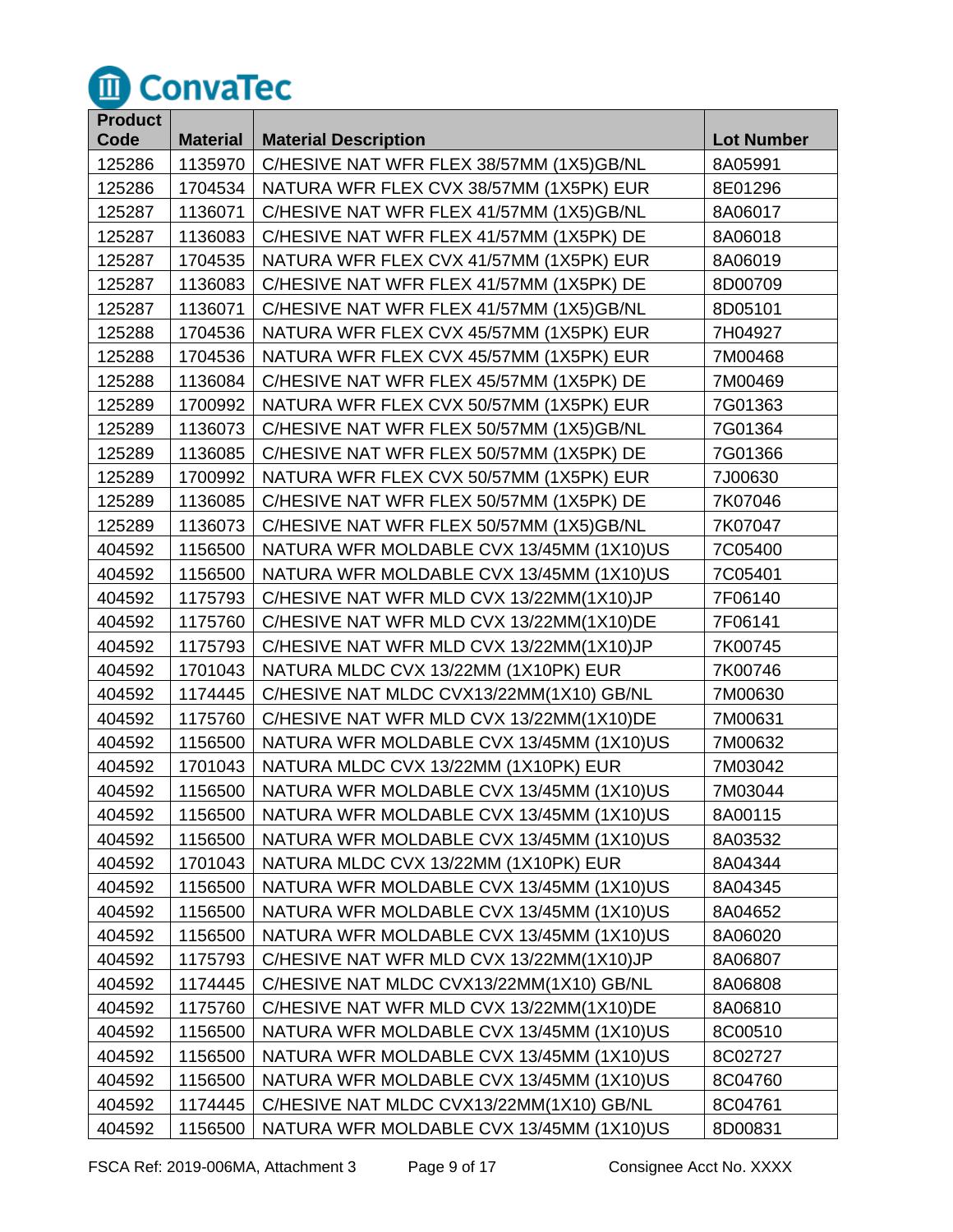ConvaTec

| Product Code | Material | Material Description | Lot Number |
|---|---|---|---|
| 125286 | 1135970 | C/HESIVE NAT WFR FLEX 38/57MM (1X5)GB/NL | 8A05991 |
| 125286 | 1704534 | NATURA WFR FLEX CVX 38/57MM (1X5PK) EUR | 8E01296 |
| 125287 | 1136071 | C/HESIVE NAT WFR FLEX 41/57MM (1X5)GB/NL | 8A06017 |
| 125287 | 1136083 | C/HESIVE NAT WFR FLEX 41/57MM (1X5PK) DE | 8A06018 |
| 125287 | 1704535 | NATURA WFR FLEX CVX 41/57MM (1X5PK) EUR | 8A06019 |
| 125287 | 1136083 | C/HESIVE NAT WFR FLEX 41/57MM (1X5PK) DE | 8D00709 |
| 125287 | 1136071 | C/HESIVE NAT WFR FLEX 41/57MM (1X5)GB/NL | 8D05101 |
| 125288 | 1704536 | NATURA WFR FLEX CVX 45/57MM (1X5PK) EUR | 7H04927 |
| 125288 | 1704536 | NATURA WFR FLEX CVX 45/57MM (1X5PK) EUR | 7M00468 |
| 125288 | 1136084 | C/HESIVE NAT WFR FLEX 45/57MM (1X5PK) DE | 7M00469 |
| 125289 | 1700992 | NATURA WFR FLEX CVX 50/57MM (1X5PK) EUR | 7G01363 |
| 125289 | 1136073 | C/HESIVE NAT WFR FLEX 50/57MM (1X5)GB/NL | 7G01364 |
| 125289 | 1136085 | C/HESIVE NAT WFR FLEX 50/57MM (1X5PK) DE | 7G01366 |
| 125289 | 1700992 | NATURA WFR FLEX CVX 50/57MM (1X5PK) EUR | 7J00630 |
| 125289 | 1136085 | C/HESIVE NAT WFR FLEX 50/57MM (1X5PK) DE | 7K07046 |
| 125289 | 1136073 | C/HESIVE NAT WFR FLEX 50/57MM (1X5)GB/NL | 7K07047 |
| 404592 | 1156500 | NATURA WFR MOLDABLE CVX 13/45MM (1X10)US | 7C05400 |
| 404592 | 1156500 | NATURA WFR MOLDABLE CVX 13/45MM (1X10)US | 7C05401 |
| 404592 | 1175793 | C/HESIVE NAT WFR MLD CVX 13/22MM(1X10)JP | 7F06140 |
| 404592 | 1175760 | C/HESIVE NAT WFR MLD CVX 13/22MM(1X10)DE | 7F06141 |
| 404592 | 1175793 | C/HESIVE NAT WFR MLD CVX 13/22MM(1X10)JP | 7K00745 |
| 404592 | 1701043 | NATURA MLDC CVX 13/22MM (1X10PK) EUR | 7K00746 |
| 404592 | 1174445 | C/HESIVE NAT MLDC CVX13/22MM(1X10) GB/NL | 7M00630 |
| 404592 | 1175760 | C/HESIVE NAT WFR MLD CVX 13/22MM(1X10)DE | 7M00631 |
| 404592 | 1156500 | NATURA WFR MOLDABLE CVX 13/45MM (1X10)US | 7M00632 |
| 404592 | 1701043 | NATURA MLDC CVX 13/22MM (1X10PK) EUR | 7M03042 |
| 404592 | 1156500 | NATURA WFR MOLDABLE CVX 13/45MM (1X10)US | 7M03044 |
| 404592 | 1156500 | NATURA WFR MOLDABLE CVX 13/45MM (1X10)US | 8A00115 |
| 404592 | 1156500 | NATURA WFR MOLDABLE CVX 13/45MM (1X10)US | 8A03532 |
| 404592 | 1701043 | NATURA MLDC CVX 13/22MM (1X10PK) EUR | 8A04344 |
| 404592 | 1156500 | NATURA WFR MOLDABLE CVX 13/45MM (1X10)US | 8A04345 |
| 404592 | 1156500 | NATURA WFR MOLDABLE CVX 13/45MM (1X10)US | 8A04652 |
| 404592 | 1156500 | NATURA WFR MOLDABLE CVX 13/45MM (1X10)US | 8A06020 |
| 404592 | 1175793 | C/HESIVE NAT WFR MLD CVX 13/22MM(1X10)JP | 8A06807 |
| 404592 | 1174445 | C/HESIVE NAT MLDC CVX13/22MM(1X10) GB/NL | 8A06808 |
| 404592 | 1175760 | C/HESIVE NAT WFR MLD CVX 13/22MM(1X10)DE | 8A06810 |
| 404592 | 1156500 | NATURA WFR MOLDABLE CVX 13/45MM (1X10)US | 8C00510 |
| 404592 | 1156500 | NATURA WFR MOLDABLE CVX 13/45MM (1X10)US | 8C02727 |
| 404592 | 1156500 | NATURA WFR MOLDABLE CVX 13/45MM (1X10)US | 8C04760 |
| 404592 | 1174445 | C/HESIVE NAT MLDC CVX13/22MM(1X10) GB/NL | 8C04761 |
| 404592 | 1156500 | NATURA WFR MOLDABLE CVX 13/45MM (1X10)US | 8D00831 |

FSCA Ref: 2019-006MA, Attachment 3 Consignee Acct No. XXXX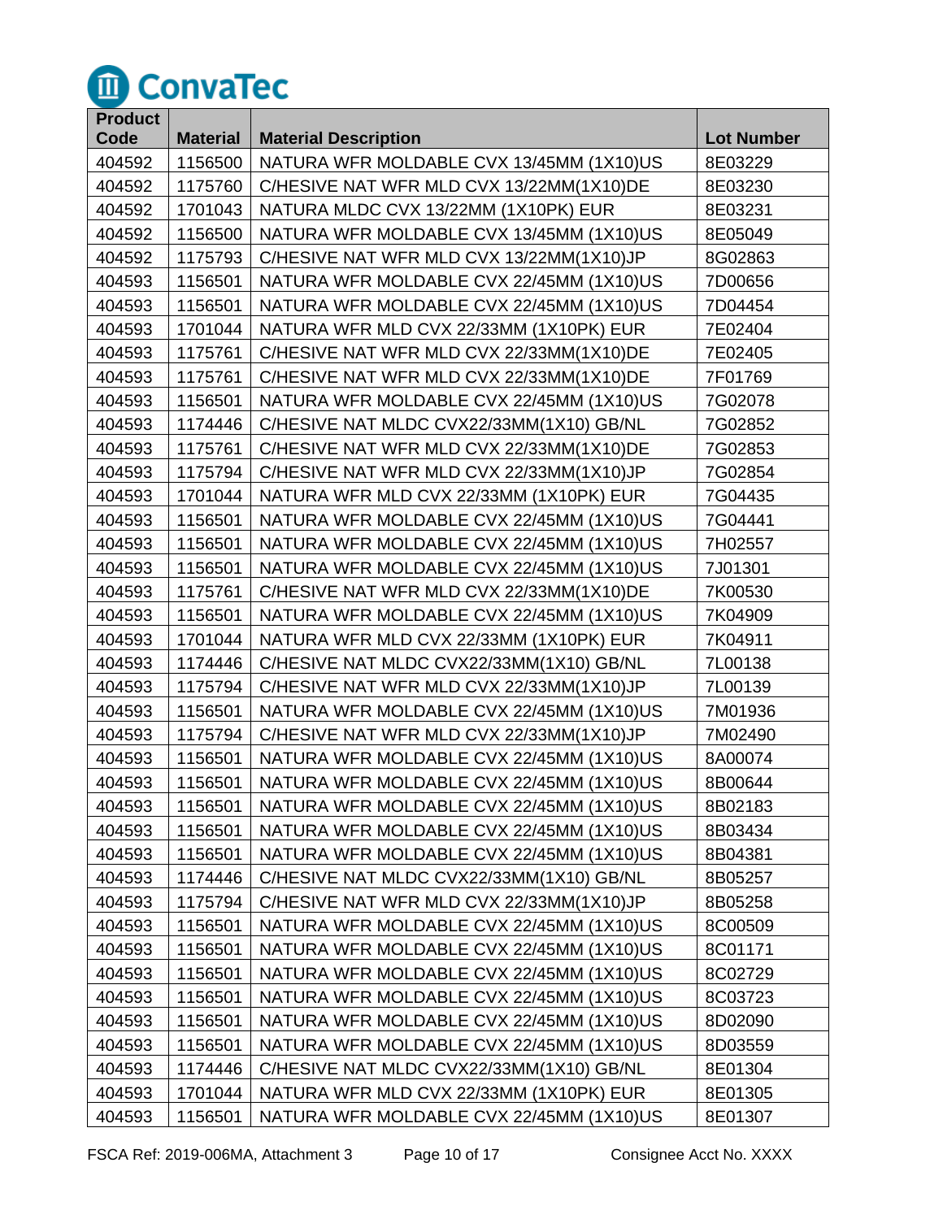ConvaTec

| Product Code | Material | Material Description | Lot Number |
|---|---|---|---|
| 404592 | 1156500 | NATURA WFR MOLDABLE CVX 13/45MM (1X10)US | 8E03229 |
| 404592 | 1175760 | C/HESIVE NAT WFR MLD CVX 13/22MM(1X10)DE | 8E03230 |
| 404592 | 1701043 | NATURA MLDC CVX 13/22MM (1X10PK) EUR | 8E03231 |
| 404592 | 1156500 | NATURA WFR MOLDABLE CVX 13/45MM (1X10)US | 8E05049 |
| 404592 | 1175793 | C/HESIVE NAT WFR MLD CVX 13/22MM(1X10)JP | 8G02863 |
| 404593 | 1156501 | NATURA WFR MOLDABLE CVX 22/45MM (1X10)US | 7D00656 |
| 404593 | 1156501 | NATURA WFR MOLDABLE CVX 22/45MM (1X10)US | 7D04454 |
| 404593 | 1701044 | NATURA WFR MLD CVX 22/33MM (1X10PK) EUR | 7E02404 |
| 404593 | 1175761 | C/HESIVE NAT WFR MLD CVX 22/33MM(1X10)DE | 7E02405 |
| 404593 | 1175761 | C/HESIVE NAT WFR MLD CVX 22/33MM(1X10)DE | 7F01769 |
| 404593 | 1156501 | NATURA WFR MOLDABLE CVX 22/45MM (1X10)US | 7G02078 |
| 404593 | 1174446 | C/HESIVE NAT MLDC CVX22/33MM(1X10) GB/NL | 7G02852 |
| 404593 | 1175761 | C/HESIVE NAT WFR MLD CVX 22/33MM(1X10)DE | 7G02853 |
| 404593 | 1175794 | C/HESIVE NAT WFR MLD CVX 22/33MM(1X10)JP | 7G02854 |
| 404593 | 1701044 | NATURA WFR MLD CVX 22/33MM (1X10PK) EUR | 7G04435 |
| 404593 | 1156501 | NATURA WFR MOLDABLE CVX 22/45MM (1X10)US | 7G04441 |
| 404593 | 1156501 | NATURA WFR MOLDABLE CVX 22/45MM (1X10)US | 7H02557 |
| 404593 | 1156501 | NATURA WFR MOLDABLE CVX 22/45MM (1X10)US | 7J01301 |
| 404593 | 1175761 | C/HESIVE NAT WFR MLD CVX 22/33MM(1X10)DE | 7K00530 |
| 404593 | 1156501 | NATURA WFR MOLDABLE CVX 22/45MM (1X10)US | 7K04909 |
| 404593 | 1701044 | NATURA WFR MLD CVX 22/33MM (1X10PK) EUR | 7K04911 |
| 404593 | 1174446 | C/HESIVE NAT MLDC CVX22/33MM(1X10) GB/NL | 7L00138 |
| 404593 | 1175794 | C/HESIVE NAT WFR MLD CVX 22/33MM(1X10)JP | 7L00139 |
| 404593 | 1156501 | NATURA WFR MOLDABLE CVX 22/45MM (1X10)US | 7M01936 |
| 404593 | 1175794 | C/HESIVE NAT WFR MLD CVX 22/33MM(1X10)JP | 7M02490 |
| 404593 | 1156501 | NATURA WFR MOLDABLE CVX 22/45MM (1X10)US | 8A00074 |
| 404593 | 1156501 | NATURA WFR MOLDABLE CVX 22/45MM (1X10)US | 8B00644 |
| 404593 | 1156501 | NATURA WFR MOLDABLE CVX 22/45MM (1X10)US | 8B02183 |
| 404593 | 1156501 | NATURA WFR MOLDABLE CVX 22/45MM (1X10)US | 8B03434 |
| 404593 | 1156501 | NATURA WFR MOLDABLE CVX 22/45MM (1X10)US | 8B04381 |
| 404593 | 1174446 | C/HESIVE NAT MLDC CVX22/33MM(1X10) GB/NL | 8B05257 |
| 404593 | 1175794 | C/HESIVE NAT WFR MLD CVX 22/33MM(1X10)JP | 8B05258 |
| 404593 | 1156501 | NATURA WFR MOLDABLE CVX 22/45MM (1X10)US | 8C00509 |
| 404593 | 1156501 | NATURA WFR MOLDABLE CVX 22/45MM (1X10)US | 8C01171 |
| 404593 | 1156501 | NATURA WFR MOLDABLE CVX 22/45MM (1X10)US | 8C02729 |
| 404593 | 1156501 | NATURA WFR MOLDABLE CVX 22/45MM (1X10)US | 8C03723 |
| 404593 | 1156501 | NATURA WFR MOLDABLE CVX 22/45MM (1X10)US | 8D02090 |
| 404593 | 1156501 | NATURA WFR MOLDABLE CVX 22/45MM (1X10)US | 8D03559 |
| 404593 | 1174446 | C/HESIVE NAT MLDC CVX22/33MM(1X10) GB/NL | 8E01304 |
| 404593 | 1701044 | NATURA WFR MLD CVX 22/33MM (1X10PK) EUR | 8E01305 |
| 404593 | 1156501 | NATURA WFR MOLDABLE CVX 22/45MM (1X10)US | 8E01307 |

FSCA Ref: 2019-006MA, Attachment 3    Consignee Acct No. XXXX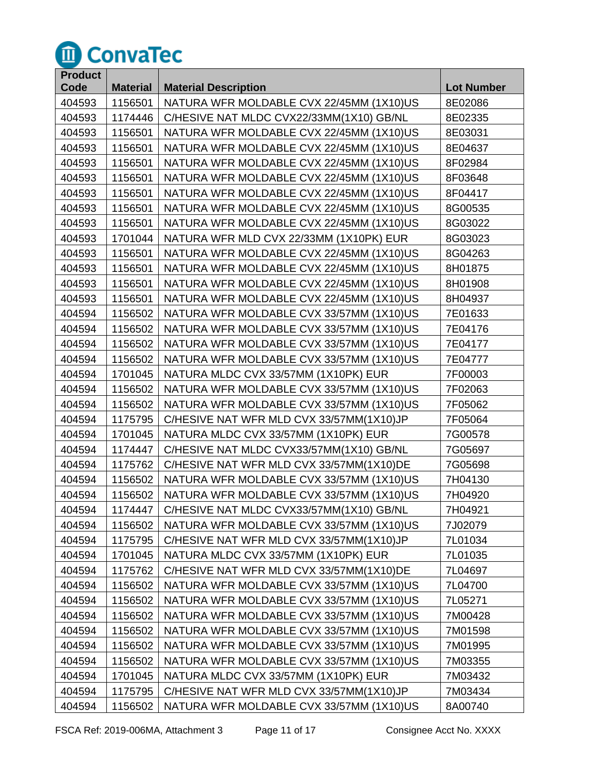**ConvaTec**

| Product Code | Material | Material Description | Lot Number |
|---|---|---|---|
| 404593 | 1156501 | NATURA WFR MOLDABLE CVX 22/45MM (1X10)US | 8E02086 |
| 404593 | 1174446 | C/HESIVE NAT MLDC CVX22/33MM(1X10) GB/NL | 8E02335 |
| 404593 | 1156501 | NATURA WFR MOLDABLE CVX 22/45MM (1X10)US | 8E03031 |
| 404593 | 1156501 | NATURA WFR MOLDABLE CVX 22/45MM (1X10)US | 8E04637 |
| 404593 | 1156501 | NATURA WFR MOLDABLE CVX 22/45MM (1X10)US | 8F02984 |
| 404593 | 1156501 | NATURA WFR MOLDABLE CVX 22/45MM (1X10)US | 8F03648 |
| 404593 | 1156501 | NATURA WFR MOLDABLE CVX 22/45MM (1X10)US | 8F04417 |
| 404593 | 1156501 | NATURA WFR MOLDABLE CVX 22/45MM (1X10)US | 8G00535 |
| 404593 | 1156501 | NATURA WFR MOLDABLE CVX 22/45MM (1X10)US | 8G03022 |
| 404593 | 1701044 | NATURA WFR MLD CVX 22/33MM (1X10PK) EUR | 8G03023 |
| 404593 | 1156501 | NATURA WFR MOLDABLE CVX 22/45MM (1X10)US | 8G04263 |
| 404593 | 1156501 | NATURA WFR MOLDABLE CVX 22/45MM (1X10)US | 8H01875 |
| 404593 | 1156501 | NATURA WFR MOLDABLE CVX 22/45MM (1X10)US | 8H01908 |
| 404593 | 1156501 | NATURA WFR MOLDABLE CVX 22/45MM (1X10)US | 8H04937 |
| 404594 | 1156502 | NATURA WFR MOLDABLE CVX 33/57MM (1X10)US | 7E01633 |
| 404594 | 1156502 | NATURA WFR MOLDABLE CVX 33/57MM (1X10)US | 7E04176 |
| 404594 | 1156502 | NATURA WFR MOLDABLE CVX 33/57MM (1X10)US | 7E04177 |
| 404594 | 1156502 | NATURA WFR MOLDABLE CVX 33/57MM (1X10)US | 7E04777 |
| 404594 | 1701045 | NATURA MLDC CVX 33/57MM (1X10PK) EUR | 7F00003 |
| 404594 | 1156502 | NATURA WFR MOLDABLE CVX 33/57MM (1X10)US | 7F02063 |
| 404594 | 1156502 | NATURA WFR MOLDABLE CVX 33/57MM (1X10)US | 7F05062 |
| 404594 | 1175795 | C/HESIVE NAT WFR MLD CVX 33/57MM(1X10)JP | 7F05064 |
| 404594 | 1701045 | NATURA MLDC CVX 33/57MM (1X10PK) EUR | 7G00578 |
| 404594 | 1174447 | C/HESIVE NAT MLDC CVX33/57MM(1X10) GB/NL | 7G05697 |
| 404594 | 1175762 | C/HESIVE NAT WFR MLD CVX 33/57MM(1X10)DE | 7G05698 |
| 404594 | 1156502 | NATURA WFR MOLDABLE CVX 33/57MM (1X10)US | 7H04130 |
| 404594 | 1156502 | NATURA WFR MOLDABLE CVX 33/57MM (1X10)US | 7H04920 |
| 404594 | 1174447 | C/HESIVE NAT MLDC CVX33/57MM(1X10) GB/NL | 7H04921 |
| 404594 | 1156502 | NATURA WFR MOLDABLE CVX 33/57MM (1X10)US | 7J02079 |
| 404594 | 1175795 | C/HESIVE NAT WFR MLD CVX 33/57MM(1X10)JP | 7L01034 |
| 404594 | 1701045 | NATURA MLDC CVX 33/57MM (1X10PK) EUR | 7L01035 |
| 404594 | 1175762 | C/HESIVE NAT WFR MLD CVX 33/57MM(1X10)DE | 7L04697 |
| 404594 | 1156502 | NATURA WFR MOLDABLE CVX 33/57MM (1X10)US | 7L04700 |
| 404594 | 1156502 | NATURA WFR MOLDABLE CVX 33/57MM (1X10)US | 7L05271 |
| 404594 | 1156502 | NATURA WFR MOLDABLE CVX 33/57MM (1X10)US | 7M00428 |
| 404594 | 1156502 | NATURA WFR MOLDABLE CVX 33/57MM (1X10)US | 7M01598 |
| 404594 | 1156502 | NATURA WFR MOLDABLE CVX 33/57MM (1X10)US | 7M01995 |
| 404594 | 1156502 | NATURA WFR MOLDABLE CVX 33/57MM (1X10)US | 7M03355 |
| 404594 | 1701045 | NATURA MLDC CVX 33/57MM (1X10PK) EUR | 7M03432 |
| 404594 | 1175795 | C/HESIVE NAT WFR MLD CVX 33/57MM(1X10)JP | 7M03434 |
| 404594 | 1156502 | NATURA WFR MOLDABLE CVX 33/57MM (1X10)US | 8A00740 |

FSCA Ref: 2019-006MA, Attachment 3 Consignee Acct No. XXXX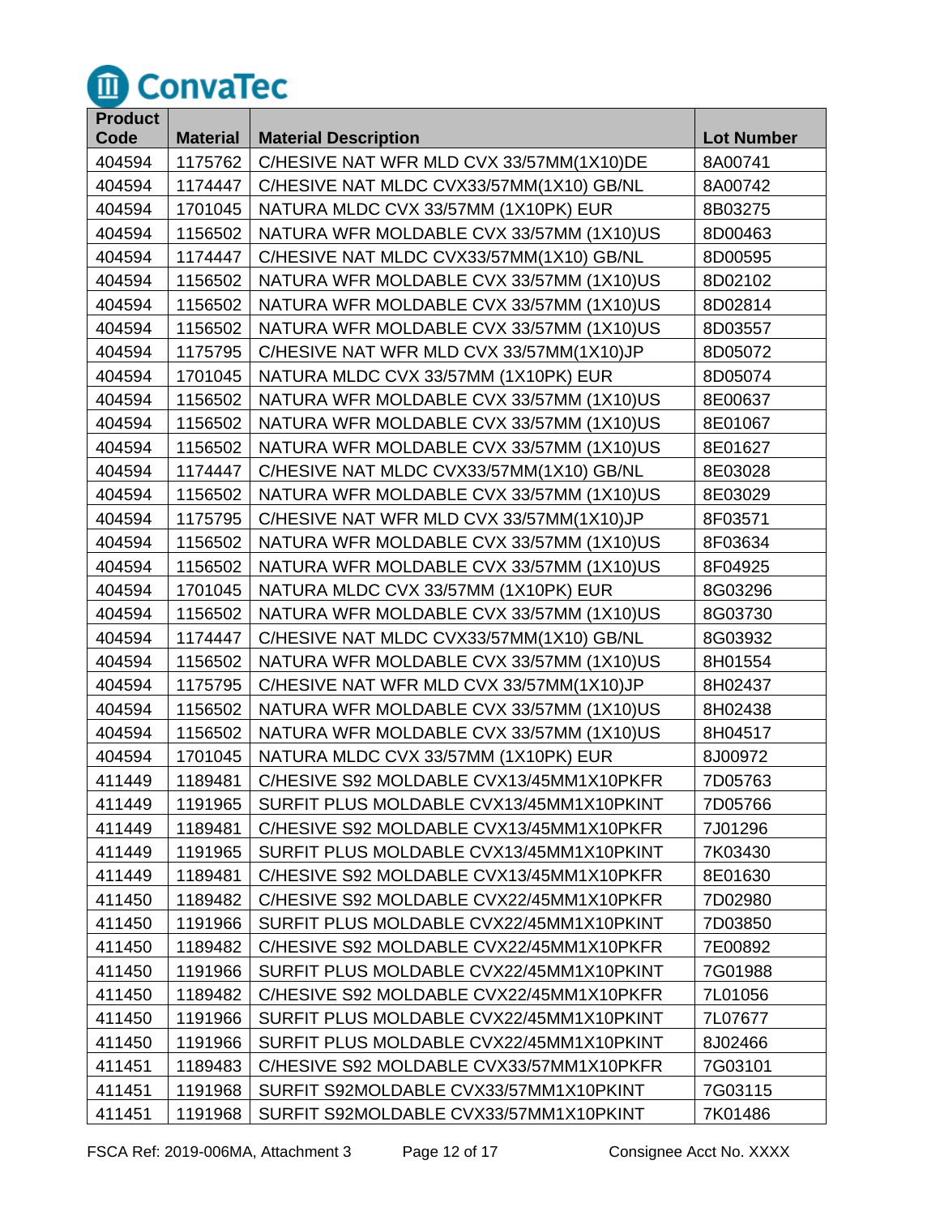ConvaTec

| Product Code | Material | Material Description | Lot Number |
|---|---|---|---|
| 404594 | 1175762 | C/HESIVE NAT WFR MLD CVX 33/57MM(1X10)DE | 8A00741 |
| 404594 | 1174447 | C/HESIVE NAT MLDC CVX33/57MM(1X10) GB/NL | 8A00742 |
| 404594 | 1701045 | NATURA MLDC CVX 33/57MM (1X10PK) EUR | 8B03275 |
| 404594 | 1156502 | NATURA WFR MOLDABLE CVX 33/57MM (1X10)US | 8D00463 |
| 404594 | 1174447 | C/HESIVE NAT MLDC CVX33/57MM(1X10) GB/NL | 8D00595 |
| 404594 | 1156502 | NATURA WFR MOLDABLE CVX 33/57MM (1X10)US | 8D02102 |
| 404594 | 1156502 | NATURA WFR MOLDABLE CVX 33/57MM (1X10)US | 8D02814 |
| 404594 | 1156502 | NATURA WFR MOLDABLE CVX 33/57MM (1X10)US | 8D03557 |
| 404594 | 1175795 | C/HESIVE NAT WFR MLD CVX 33/57MM(1X10)JP | 8D05072 |
| 404594 | 1701045 | NATURA MLDC CVX 33/57MM (1X10PK) EUR | 8D05074 |
| 404594 | 1156502 | NATURA WFR MOLDABLE CVX 33/57MM (1X10)US | 8E00637 |
| 404594 | 1156502 | NATURA WFR MOLDABLE CVX 33/57MM (1X10)US | 8E01067 |
| 404594 | 1156502 | NATURA WFR MOLDABLE CVX 33/57MM (1X10)US | 8E01627 |
| 404594 | 1174447 | C/HESIVE NAT MLDC CVX33/57MM(1X10) GB/NL | 8E03028 |
| 404594 | 1156502 | NATURA WFR MOLDABLE CVX 33/57MM (1X10)US | 8E03029 |
| 404594 | 1175795 | C/HESIVE NAT WFR MLD CVX 33/57MM(1X10)JP | 8F03571 |
| 404594 | 1156502 | NATURA WFR MOLDABLE CVX 33/57MM (1X10)US | 8F03634 |
| 404594 | 1156502 | NATURA WFR MOLDABLE CVX 33/57MM (1X10)US | 8F04925 |
| 404594 | 1701045 | NATURA MLDC CVX 33/57MM (1X10PK) EUR | 8G03296 |
| 404594 | 1156502 | NATURA WFR MOLDABLE CVX 33/57MM (1X10)US | 8G03730 |
| 404594 | 1174447 | C/HESIVE NAT MLDC CVX33/57MM(1X10) GB/NL | 8G03932 |
| 404594 | 1156502 | NATURA WFR MOLDABLE CVX 33/57MM (1X10)US | 8H01554 |
| 404594 | 1175795 | C/HESIVE NAT WFR MLD CVX 33/57MM(1X10)JP | 8H02437 |
| 404594 | 1156502 | NATURA WFR MOLDABLE CVX 33/57MM (1X10)US | 8H02438 |
| 404594 | 1156502 | NATURA WFR MOLDABLE CVX 33/57MM (1X10)US | 8H04517 |
| 404594 | 1701045 | NATURA MLDC CVX 33/57MM (1X10PK) EUR | 8J00972 |
| 411449 | 1189481 | C/HESIVE S92 MOLDABLE CVX13/45MM1X10PKFR | 7D05763 |
| 411449 | 1191965 | SURFIT PLUS MOLDABLE CVX13/45MM1X10PKINT | 7D05766 |
| 411449 | 1189481 | C/HESIVE S92 MOLDABLE CVX13/45MM1X10PKFR | 7J01296 |
| 411449 | 1191965 | SURFIT PLUS MOLDABLE CVX13/45MM1X10PKINT | 7K03430 |
| 411449 | 1189481 | C/HESIVE S92 MOLDABLE CVX13/45MM1X10PKFR | 8E01630 |
| 411450 | 1189482 | C/HESIVE S92 MOLDABLE CVX22/45MM1X10PKFR | 7D02980 |
| 411450 | 1191966 | SURFIT PLUS MOLDABLE CVX22/45MM1X10PKINT | 7D03850 |
| 411450 | 1189482 | C/HESIVE S92 MOLDABLE CVX22/45MM1X10PKFR | 7E00892 |
| 411450 | 1191966 | SURFIT PLUS MOLDABLE CVX22/45MM1X10PKINT | 7G01988 |
| 411450 | 1189482 | C/HESIVE S92 MOLDABLE CVX22/45MM1X10PKFR | 7L01056 |
| 411450 | 1191966 | SURFIT PLUS MOLDABLE CVX22/45MM1X10PKINT | 7L07677 |
| 411450 | 1191966 | SURFIT PLUS MOLDABLE CVX22/45MM1X10PKINT | 8J02466 |
| 411451 | 1189483 | C/HESIVE S92 MOLDABLE CVX33/57MM1X10PKFR | 7G03101 |
| 411451 | 1191968 | SURFIT S92MOLDABLE CVX33/57MM1X10PKINT | 7G03115 |
| 411451 | 1191968 | SURFIT S92MOLDABLE CVX33/57MM1X10PKINT | 7K01486 |

FSCA Ref: 2019-006MA, Attachment 3 Consignee Acct No. XXXX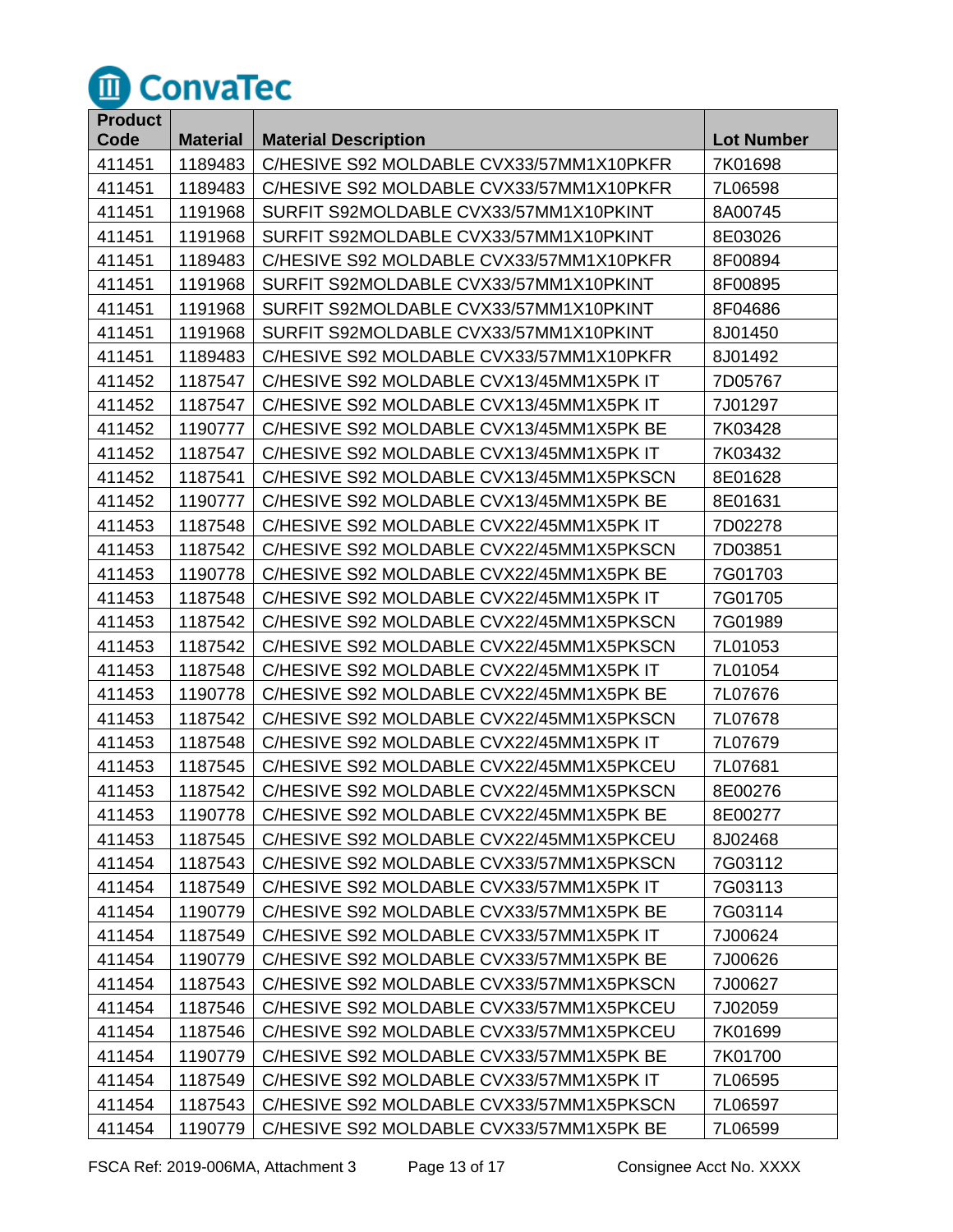ConvaTec

| Product Code | Material | Material Description | Lot Number |
|---|---|---|---|
| 411451 | 1189483 | C/HESIVE S92 MOLDABLE CVX33/57MM1X10PKFR | 7K01698 |
| 411451 | 1189483 | C/HESIVE S92 MOLDABLE CVX33/57MM1X10PKFR | 7L06598 |
| 411451 | 1191968 | SURFIT S92MOLDABLE CVX33/57MM1X10PKINT | 8A00745 |
| 411451 | 1191968 | SURFIT S92MOLDABLE CVX33/57MM1X10PKINT | 8E03026 |
| 411451 | 1189483 | C/HESIVE S92 MOLDABLE CVX33/57MM1X10PKFR | 8F00894 |
| 411451 | 1191968 | SURFIT S92MOLDABLE CVX33/57MM1X10PKINT | 8F00895 |
| 411451 | 1191968 | SURFIT S92MOLDABLE CVX33/57MM1X10PKINT | 8F04686 |
| 411451 | 1191968 | SURFIT S92MOLDABLE CVX33/57MM1X10PKINT | 8J01450 |
| 411451 | 1189483 | C/HESIVE S92 MOLDABLE CVX33/57MM1X10PKFR | 8J01492 |
| 411452 | 1187547 | C/HESIVE S92 MOLDABLE CVX13/45MM1X5PK IT | 7D05767 |
| 411452 | 1187547 | C/HESIVE S92 MOLDABLE CVX13/45MM1X5PK IT | 7J01297 |
| 411452 | 1190777 | C/HESIVE S92 MOLDABLE CVX13/45MM1X5PK BE | 7K03428 |
| 411452 | 1187547 | C/HESIVE S92 MOLDABLE CVX13/45MM1X5PK IT | 7K03432 |
| 411452 | 1187541 | C/HESIVE S92 MOLDABLE CVX13/45MM1X5PKSCN | 8E01628 |
| 411452 | 1190777 | C/HESIVE S92 MOLDABLE CVX13/45MM1X5PK BE | 8E01631 |
| 411453 | 1187548 | C/HESIVE S92 MOLDABLE CVX22/45MM1X5PK IT | 7D02278 |
| 411453 | 1187542 | C/HESIVE S92 MOLDABLE CVX22/45MM1X5PKSCN | 7D03851 |
| 411453 | 1190778 | C/HESIVE S92 MOLDABLE CVX22/45MM1X5PK BE | 7G01703 |
| 411453 | 1187548 | C/HESIVE S92 MOLDABLE CVX22/45MM1X5PK IT | 7G01705 |
| 411453 | 1187542 | C/HESIVE S92 MOLDABLE CVX22/45MM1X5PKSCN | 7G01989 |
| 411453 | 1187542 | C/HESIVE S92 MOLDABLE CVX22/45MM1X5PKSCN | 7L01053 |
| 411453 | 1187548 | C/HESIVE S92 MOLDABLE CVX22/45MM1X5PK IT | 7L01054 |
| 411453 | 1190778 | C/HESIVE S92 MOLDABLE CVX22/45MM1X5PK BE | 7L07676 |
| 411453 | 1187542 | C/HESIVE S92 MOLDABLE CVX22/45MM1X5PKSCN | 7L07678 |
| 411453 | 1187548 | C/HESIVE S92 MOLDABLE CVX22/45MM1X5PK IT | 7L07679 |
| 411453 | 1187545 | C/HESIVE S92 MOLDABLE CVX22/45MM1X5PKCEU | 7L07681 |
| 411453 | 1187542 | C/HESIVE S92 MOLDABLE CVX22/45MM1X5PKSCN | 8E00276 |
| 411453 | 1190778 | C/HESIVE S92 MOLDABLE CVX22/45MM1X5PK BE | 8E00277 |
| 411453 | 1187545 | C/HESIVE S92 MOLDABLE CVX22/45MM1X5PKCEU | 8J02468 |
| 411454 | 1187543 | C/HESIVE S92 MOLDABLE CVX33/57MM1X5PKSCN | 7G03112 |
| 411454 | 1187549 | C/HESIVE S92 MOLDABLE CVX33/57MM1X5PK IT | 7G03113 |
| 411454 | 1190779 | C/HESIVE S92 MOLDABLE CVX33/57MM1X5PK BE | 7G03114 |
| 411454 | 1187549 | C/HESIVE S92 MOLDABLE CVX33/57MM1X5PK IT | 7J00624 |
| 411454 | 1190779 | C/HESIVE S92 MOLDABLE CVX33/57MM1X5PK BE | 7J00626 |
| 411454 | 1187543 | C/HESIVE S92 MOLDABLE CVX33/57MM1X5PKSCN | 7J00627 |
| 411454 | 1187546 | C/HESIVE S92 MOLDABLE CVX33/57MM1X5PKCEU | 7J02059 |
| 411454 | 1187546 | C/HESIVE S92 MOLDABLE CVX33/57MM1X5PKCEU | 7K01699 |
| 411454 | 1190779 | C/HESIVE S92 MOLDABLE CVX33/57MM1X5PK BE | 7K01700 |
| 411454 | 1187549 | C/HESIVE S92 MOLDABLE CVX33/57MM1X5PK IT | 7L06595 |
| 411454 | 1187543 | C/HESIVE S92 MOLDABLE CVX33/57MM1X5PKSCN | 7L06597 |
| 411454 | 1190779 | C/HESIVE S92 MOLDABLE CVX33/57MM1X5PK BE | 7L06599 |

FSCA Ref: 2019-006MA, Attachment 3 Consignee Acct No. XXXX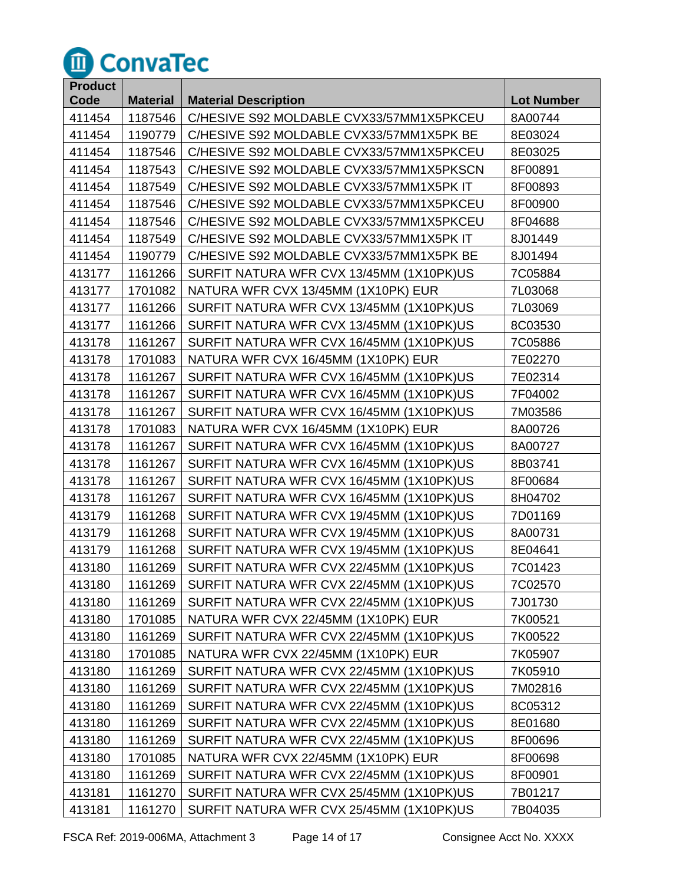ConvaTec

| Product Code | Material | Material Description | Lot Number |
|---|---|---|---|
| 411454 | 1187546 | C/HESIVE S92 MOLDABLE CVX33/57MM1X5PKCEU | 8A00744 |
| 411454 | 1190779 | C/HESIVE S92 MOLDABLE CVX33/57MM1X5PK BE | 8E03024 |
| 411454 | 1187546 | C/HESIVE S92 MOLDABLE CVX33/57MM1X5PKCEU | 8E03025 |
| 411454 | 1187543 | C/HESIVE S92 MOLDABLE CVX33/57MM1X5PKSCN | 8F00891 |
| 411454 | 1187549 | C/HESIVE S92 MOLDABLE CVX33/57MM1X5PK IT | 8F00893 |
| 411454 | 1187546 | C/HESIVE S92 MOLDABLE CVX33/57MM1X5PKCEU | 8F00900 |
| 411454 | 1187546 | C/HESIVE S92 MOLDABLE CVX33/57MM1X5PKCEU | 8F04688 |
| 411454 | 1187549 | C/HESIVE S92 MOLDABLE CVX33/57MM1X5PK IT | 8J01449 |
| 411454 | 1190779 | C/HESIVE S92 MOLDABLE CVX33/57MM1X5PK BE | 8J01494 |
| 413177 | 1161266 | SURFIT NATURA WFR CVX 13/45MM (1X10PK)US | 7C05884 |
| 413177 | 1701082 | NATURA WFR CVX 13/45MM (1X10PK) EUR | 7L03068 |
| 413177 | 1161266 | SURFIT NATURA WFR CVX 13/45MM (1X10PK)US | 7L03069 |
| 413177 | 1161266 | SURFIT NATURA WFR CVX 13/45MM (1X10PK)US | 8C03530 |
| 413178 | 1161267 | SURFIT NATURA WFR CVX 16/45MM (1X10PK)US | 7C05886 |
| 413178 | 1701083 | NATURA WFR CVX 16/45MM (1X10PK) EUR | 7E02270 |
| 413178 | 1161267 | SURFIT NATURA WFR CVX 16/45MM (1X10PK)US | 7E02314 |
| 413178 | 1161267 | SURFIT NATURA WFR CVX 16/45MM (1X10PK)US | 7F04002 |
| 413178 | 1161267 | SURFIT NATURA WFR CVX 16/45MM (1X10PK)US | 7M03586 |
| 413178 | 1701083 | NATURA WFR CVX 16/45MM (1X10PK) EUR | 8A00726 |
| 413178 | 1161267 | SURFIT NATURA WFR CVX 16/45MM (1X10PK)US | 8A00727 |
| 413178 | 1161267 | SURFIT NATURA WFR CVX 16/45MM (1X10PK)US | 8B03741 |
| 413178 | 1161267 | SURFIT NATURA WFR CVX 16/45MM (1X10PK)US | 8F00684 |
| 413178 | 1161267 | SURFIT NATURA WFR CVX 16/45MM (1X10PK)US | 8H04702 |
| 413179 | 1161268 | SURFIT NATURA WFR CVX 19/45MM (1X10PK)US | 7D01169 |
| 413179 | 1161268 | SURFIT NATURA WFR CVX 19/45MM (1X10PK)US | 8A00731 |
| 413179 | 1161268 | SURFIT NATURA WFR CVX 19/45MM (1X10PK)US | 8E04641 |
| 413180 | 1161269 | SURFIT NATURA WFR CVX 22/45MM (1X10PK)US | 7C01423 |
| 413180 | 1161269 | SURFIT NATURA WFR CVX 22/45MM (1X10PK)US | 7C02570 |
| 413180 | 1161269 | SURFIT NATURA WFR CVX 22/45MM (1X10PK)US | 7J01730 |
| 413180 | 1701085 | NATURA WFR CVX 22/45MM (1X10PK) EUR | 7K00521 |
| 413180 | 1161269 | SURFIT NATURA WFR CVX 22/45MM (1X10PK)US | 7K00522 |
| 413180 | 1701085 | NATURA WFR CVX 22/45MM (1X10PK) EUR | 7K05907 |
| 413180 | 1161269 | SURFIT NATURA WFR CVX 22/45MM (1X10PK)US | 7K05910 |
| 413180 | 1161269 | SURFIT NATURA WFR CVX 22/45MM (1X10PK)US | 7M02816 |
| 413180 | 1161269 | SURFIT NATURA WFR CVX 22/45MM (1X10PK)US | 8C05312 |
| 413180 | 1161269 | SURFIT NATURA WFR CVX 22/45MM (1X10PK)US | 8E01680 |
| 413180 | 1161269 | SURFIT NATURA WFR CVX 22/45MM (1X10PK)US | 8F00696 |
| 413180 | 1701085 | NATURA WFR CVX 22/45MM (1X10PK) EUR | 8F00698 |
| 413180 | 1161269 | SURFIT NATURA WFR CVX 22/45MM (1X10PK)US | 8F00901 |
| 413181 | 1161270 | SURFIT NATURA WFR CVX 25/45MM (1X10PK)US | 7B01217 |
| 413181 | 1161270 | SURFIT NATURA WFR CVX 25/45MM (1X10PK)US | 7B04035 |

FSCA Ref: 2019-006MA, Attachment 3 Consignee Acct No. XXXX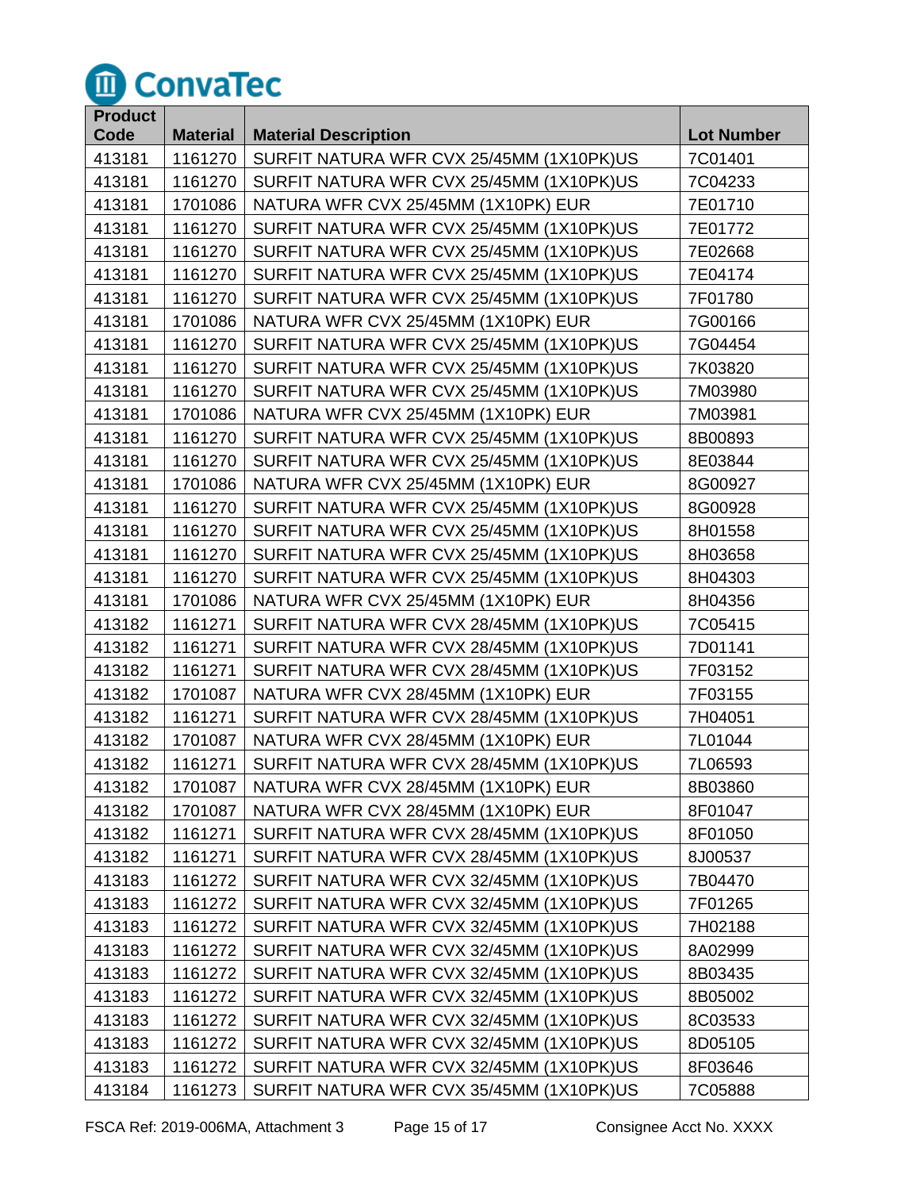ConvaTec

| Product Code | Material | Material Description | Lot Number |
|---|---|---|---|
| 413181 | 1161270 | SURFIT NATURA WFR CVX 25/45MM (1X10PK)US | 7C01401 |
| 413181 | 1161270 | SURFIT NATURA WFR CVX 25/45MM (1X10PK)US | 7C04233 |
| 413181 | 1701086 | NATURA WFR CVX 25/45MM (1X10PK) EUR | 7E01710 |
| 413181 | 1161270 | SURFIT NATURA WFR CVX 25/45MM (1X10PK)US | 7E01772 |
| 413181 | 1161270 | SURFIT NATURA WFR CVX 25/45MM (1X10PK)US | 7E02668 |
| 413181 | 1161270 | SURFIT NATURA WFR CVX 25/45MM (1X10PK)US | 7E04174 |
| 413181 | 1161270 | SURFIT NATURA WFR CVX 25/45MM (1X10PK)US | 7F01780 |
| 413181 | 1701086 | NATURA WFR CVX 25/45MM (1X10PK) EUR | 7G00166 |
| 413181 | 1161270 | SURFIT NATURA WFR CVX 25/45MM (1X10PK)US | 7G04454 |
| 413181 | 1161270 | SURFIT NATURA WFR CVX 25/45MM (1X10PK)US | 7K03820 |
| 413181 | 1161270 | SURFIT NATURA WFR CVX 25/45MM (1X10PK)US | 7M03980 |
| 413181 | 1701086 | NATURA WFR CVX 25/45MM (1X10PK) EUR | 7M03981 |
| 413181 | 1161270 | SURFIT NATURA WFR CVX 25/45MM (1X10PK)US | 8B00893 |
| 413181 | 1161270 | SURFIT NATURA WFR CVX 25/45MM (1X10PK)US | 8E03844 |
| 413181 | 1701086 | NATURA WFR CVX 25/45MM (1X10PK) EUR | 8G00927 |
| 413181 | 1161270 | SURFIT NATURA WFR CVX 25/45MM (1X10PK)US | 8G00928 |
| 413181 | 1161270 | SURFIT NATURA WFR CVX 25/45MM (1X10PK)US | 8H01558 |
| 413181 | 1161270 | SURFIT NATURA WFR CVX 25/45MM (1X10PK)US | 8H03658 |
| 413181 | 1161270 | SURFIT NATURA WFR CVX 25/45MM (1X10PK)US | 8H04303 |
| 413181 | 1701086 | NATURA WFR CVX 25/45MM (1X10PK) EUR | 8H04356 |
| 413182 | 1161271 | SURFIT NATURA WFR CVX 28/45MM (1X10PK)US | 7C05415 |
| 413182 | 1161271 | SURFIT NATURA WFR CVX 28/45MM (1X10PK)US | 7D01141 |
| 413182 | 1161271 | SURFIT NATURA WFR CVX 28/45MM (1X10PK)US | 7F03152 |
| 413182 | 1701087 | NATURA WFR CVX 28/45MM (1X10PK) EUR | 7F03155 |
| 413182 | 1161271 | SURFIT NATURA WFR CVX 28/45MM (1X10PK)US | 7H04051 |
| 413182 | 1701087 | NATURA WFR CVX 28/45MM (1X10PK) EUR | 7L01044 |
| 413182 | 1161271 | SURFIT NATURA WFR CVX 28/45MM (1X10PK)US | 7L06593 |
| 413182 | 1701087 | NATURA WFR CVX 28/45MM (1X10PK) EUR | 8B03860 |
| 413182 | 1701087 | NATURA WFR CVX 28/45MM (1X10PK) EUR | 8F01047 |
| 413182 | 1161271 | SURFIT NATURA WFR CVX 28/45MM (1X10PK)US | 8F01050 |
| 413182 | 1161271 | SURFIT NATURA WFR CVX 28/45MM (1X10PK)US | 8J00537 |
| 413183 | 1161272 | SURFIT NATURA WFR CVX 32/45MM (1X10PK)US | 7B04470 |
| 413183 | 1161272 | SURFIT NATURA WFR CVX 32/45MM (1X10PK)US | 7F01265 |
| 413183 | 1161272 | SURFIT NATURA WFR CVX 32/45MM (1X10PK)US | 7H02188 |
| 413183 | 1161272 | SURFIT NATURA WFR CVX 32/45MM (1X10PK)US | 8A02999 |
| 413183 | 1161272 | SURFIT NATURA WFR CVX 32/45MM (1X10PK)US | 8B03435 |
| 413183 | 1161272 | SURFIT NATURA WFR CVX 32/45MM (1X10PK)US | 8B05002 |
| 413183 | 1161272 | SURFIT NATURA WFR CVX 32/45MM (1X10PK)US | 8C03533 |
| 413183 | 1161272 | SURFIT NATURA WFR CVX 32/45MM (1X10PK)US | 8D05105 |
| 413183 | 1161272 | SURFIT NATURA WFR CVX 32/45MM (1X10PK)US | 8F03646 |
| 413184 | 1161273 | SURFIT NATURA WFR CVX 35/45MM (1X10PK)US | 7C05888 |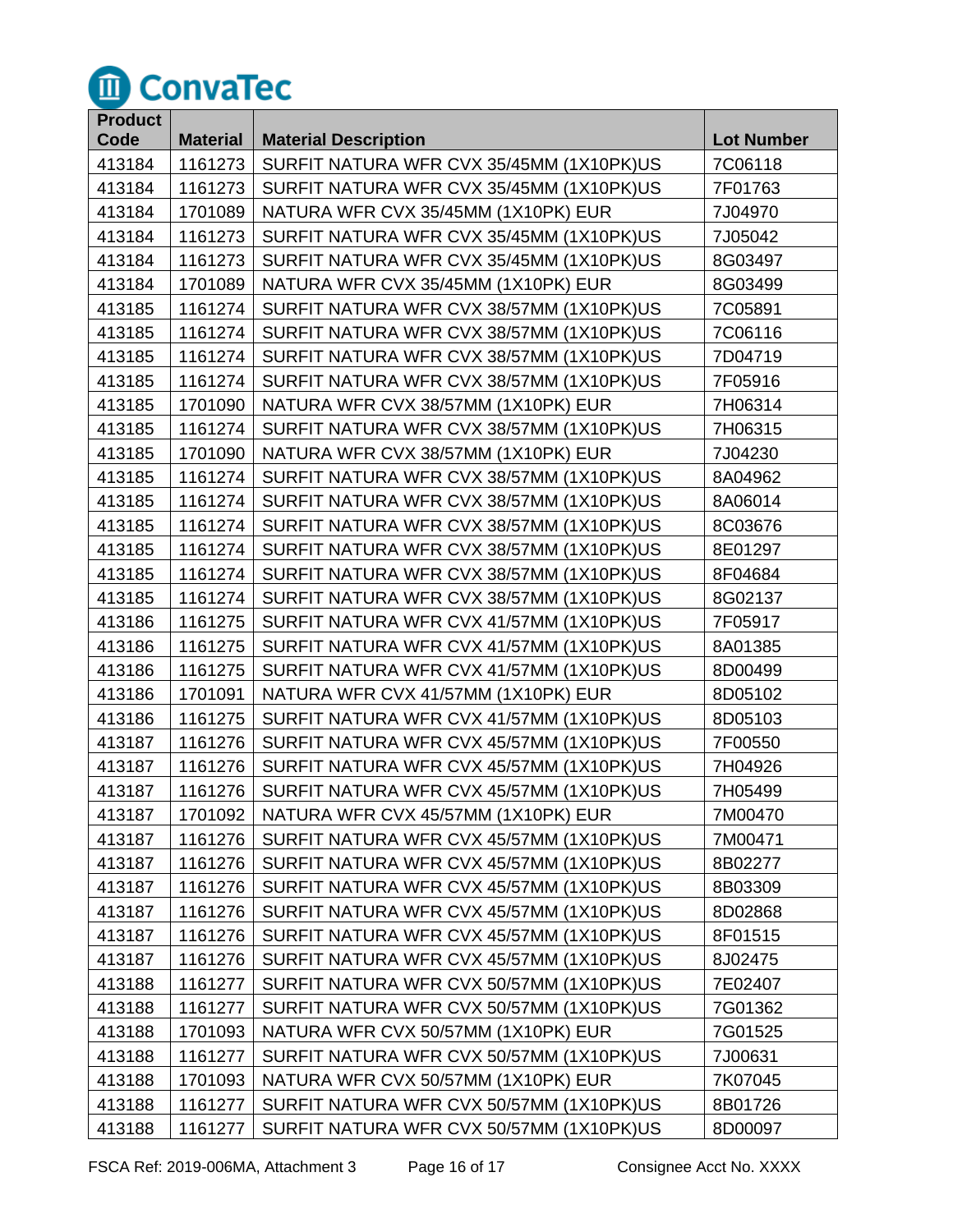ConvaTec

| Product Code | Material | Material Description | Lot Number |
|---|---|---|---|
| 413184 | 1161273 | SURFIT NATURA WFR CVX 35/45MM (1X10PK)US | 7C06118 |
| 413184 | 1161273 | SURFIT NATURA WFR CVX 35/45MM (1X10PK)US | 7F01763 |
| 413184 | 1701089 | NATURA WFR CVX 35/45MM (1X10PK) EUR | 7J04970 |
| 413184 | 1161273 | SURFIT NATURA WFR CVX 35/45MM (1X10PK)US | 7J05042 |
| 413184 | 1161273 | SURFIT NATURA WFR CVX 35/45MM (1X10PK)US | 8G03497 |
| 413184 | 1701089 | NATURA WFR CVX 35/45MM (1X10PK) EUR | 8G03499 |
| 413185 | 1161274 | SURFIT NATURA WFR CVX 38/57MM (1X10PK)US | 7C05891 |
| 413185 | 1161274 | SURFIT NATURA WFR CVX 38/57MM (1X10PK)US | 7C06116 |
| 413185 | 1161274 | SURFIT NATURA WFR CVX 38/57MM (1X10PK)US | 7D04719 |
| 413185 | 1161274 | SURFIT NATURA WFR CVX 38/57MM (1X10PK)US | 7F05916 |
| 413185 | 1701090 | NATURA WFR CVX 38/57MM (1X10PK) EUR | 7H06314 |
| 413185 | 1161274 | SURFIT NATURA WFR CVX 38/57MM (1X10PK)US | 7H06315 |
| 413185 | 1701090 | NATURA WFR CVX 38/57MM (1X10PK) EUR | 7J04230 |
| 413185 | 1161274 | SURFIT NATURA WFR CVX 38/57MM (1X10PK)US | 8A04962 |
| 413185 | 1161274 | SURFIT NATURA WFR CVX 38/57MM (1X10PK)US | 8A06014 |
| 413185 | 1161274 | SURFIT NATURA WFR CVX 38/57MM (1X10PK)US | 8C03676 |
| 413185 | 1161274 | SURFIT NATURA WFR CVX 38/57MM (1X10PK)US | 8E01297 |
| 413185 | 1161274 | SURFIT NATURA WFR CVX 38/57MM (1X10PK)US | 8F04684 |
| 413185 | 1161274 | SURFIT NATURA WFR CVX 38/57MM (1X10PK)US | 8G02137 |
| 413186 | 1161275 | SURFIT NATURA WFR CVX 41/57MM (1X10PK)US | 7F05917 |
| 413186 | 1161275 | SURFIT NATURA WFR CVX 41/57MM (1X10PK)US | 8A01385 |
| 413186 | 1161275 | SURFIT NATURA WFR CVX 41/57MM (1X10PK)US | 8D00499 |
| 413186 | 1701091 | NATURA WFR CVX 41/57MM (1X10PK) EUR | 8D05102 |
| 413186 | 1161275 | SURFIT NATURA WFR CVX 41/57MM (1X10PK)US | 8D05103 |
| 413187 | 1161276 | SURFIT NATURA WFR CVX 45/57MM (1X10PK)US | 7F00550 |
| 413187 | 1161276 | SURFIT NATURA WFR CVX 45/57MM (1X10PK)US | 7H04926 |
| 413187 | 1161276 | SURFIT NATURA WFR CVX 45/57MM (1X10PK)US | 7H05499 |
| 413187 | 1701092 | NATURA WFR CVX 45/57MM (1X10PK) EUR | 7M00470 |
| 413187 | 1161276 | SURFIT NATURA WFR CVX 45/57MM (1X10PK)US | 7M00471 |
| 413187 | 1161276 | SURFIT NATURA WFR CVX 45/57MM (1X10PK)US | 8B02277 |
| 413187 | 1161276 | SURFIT NATURA WFR CVX 45/57MM (1X10PK)US | 8B03309 |
| 413187 | 1161276 | SURFIT NATURA WFR CVX 45/57MM (1X10PK)US | 8D02868 |
| 413187 | 1161276 | SURFIT NATURA WFR CVX 45/57MM (1X10PK)US | 8F01515 |
| 413187 | 1161276 | SURFIT NATURA WFR CVX 45/57MM (1X10PK)US | 8J02475 |
| 413188 | 1161277 | SURFIT NATURA WFR CVX 50/57MM (1X10PK)US | 7E02407 |
| 413188 | 1161277 | SURFIT NATURA WFR CVX 50/57MM (1X10PK)US | 7G01362 |
| 413188 | 1701093 | NATURA WFR CVX 50/57MM (1X10PK) EUR | 7G01525 |
| 413188 | 1161277 | SURFIT NATURA WFR CVX 50/57MM (1X10PK)US | 7J00631 |
| 413188 | 1701093 | NATURA WFR CVX 50/57MM (1X10PK) EUR | 7K07045 |
| 413188 | 1161277 | SURFIT NATURA WFR CVX 50/57MM (1X10PK)US | 8B01726 |
| 413188 | 1161277 | SURFIT NATURA WFR CVX 50/57MM (1X10PK)US | 8D00097 |

FSCA Ref: 2019-006MA, Attachment 3 Consignee Acct No. XXXX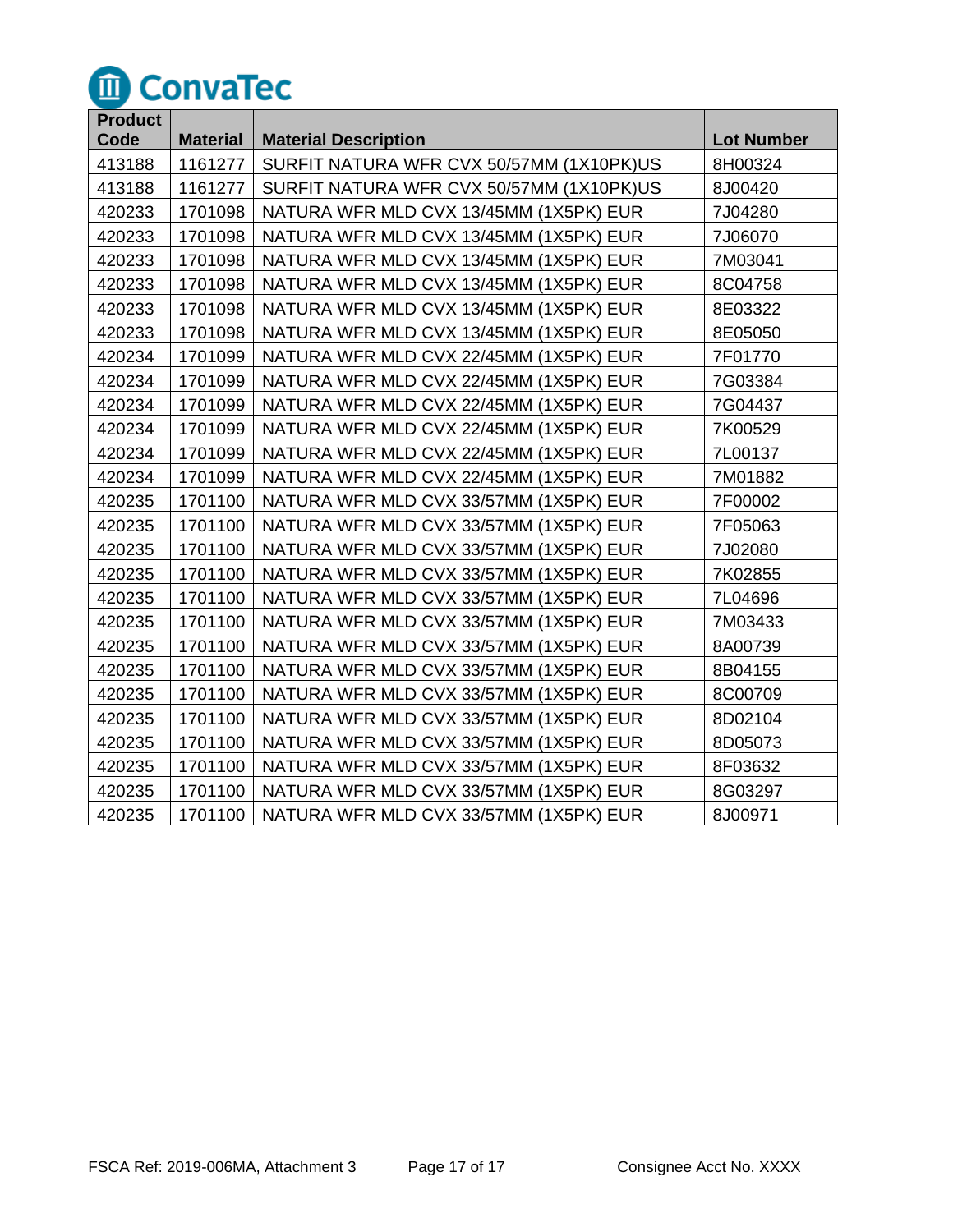ConvaTec

| Product Code | Material | Material Description | Lot Number |
|---|---|---|---|
| 413188 | 1161277 | SURFIT NATURA WFR CVX 50/57MM (1X10PK)US | 8H00324 |
| 413188 | 1161277 | SURFIT NATURA WFR CVX 50/57MM (1X10PK)US | 8J00420 |
| 420233 | 1701098 | NATURA WFR MLD CVX 13/45MM (1X5PK) EUR | 7J04280 |
| 420233 | 1701098 | NATURA WFR MLD CVX 13/45MM (1X5PK) EUR | 7J06070 |
| 420233 | 1701098 | NATURA WFR MLD CVX 13/45MM (1X5PK) EUR | 7M03041 |
| 420233 | 1701098 | NATURA WFR MLD CVX 13/45MM (1X5PK) EUR | 8C04758 |
| 420233 | 1701098 | NATURA WFR MLD CVX 13/45MM (1X5PK) EUR | 8E03322 |
| 420233 | 1701098 | NATURA WFR MLD CVX 13/45MM (1X5PK) EUR | 8E05050 |
| 420234 | 1701099 | NATURA WFR MLD CVX 22/45MM (1X5PK) EUR | 7F01770 |
| 420234 | 1701099 | NATURA WFR MLD CVX 22/45MM (1X5PK) EUR | 7G03384 |
| 420234 | 1701099 | NATURA WFR MLD CVX 22/45MM (1X5PK) EUR | 7G04437 |
| 420234 | 1701099 | NATURA WFR MLD CVX 22/45MM (1X5PK) EUR | 7K00529 |
| 420234 | 1701099 | NATURA WFR MLD CVX 22/45MM (1X5PK) EUR | 7L00137 |
| 420234 | 1701099 | NATURA WFR MLD CVX 22/45MM (1X5PK) EUR | 7M01882 |
| 420235 | 1701100 | NATURA WFR MLD CVX 33/57MM (1X5PK) EUR | 7F00002 |
| 420235 | 1701100 | NATURA WFR MLD CVX 33/57MM (1X5PK) EUR | 7F05063 |
| 420235 | 1701100 | NATURA WFR MLD CVX 33/57MM (1X5PK) EUR | 7J02080 |
| 420235 | 1701100 | NATURA WFR MLD CVX 33/57MM (1X5PK) EUR | 7K02855 |
| 420235 | 1701100 | NATURA WFR MLD CVX 33/57MM (1X5PK) EUR | 7L04696 |
| 420235 | 1701100 | NATURA WFR MLD CVX 33/57MM (1X5PK) EUR | 7M03433 |
| 420235 | 1701100 | NATURA WFR MLD CVX 33/57MM (1X5PK) EUR | 8A00739 |
| 420235 | 1701100 | NATURA WFR MLD CVX 33/57MM (1X5PK) EUR | 8B04155 |
| 420235 | 1701100 | NATURA WFR MLD CVX 33/57MM (1X5PK) EUR | 8C00709 |
| 420235 | 1701100 | NATURA WFR MLD CVX 33/57MM (1X5PK) EUR | 8D02104 |
| 420235 | 1701100 | NATURA WFR MLD CVX 33/57MM (1X5PK) EUR | 8D05073 |
| 420235 | 1701100 | NATURA WFR MLD CVX 33/57MM (1X5PK) EUR | 8F03632 |
| 420235 | 1701100 | NATURA WFR MLD CVX 33/57MM (1X5PK) EUR | 8G03297 |
| 420235 | 1701100 | NATURA WFR MLD CVX 33/57MM (1X5PK) EUR | 8J00971 |